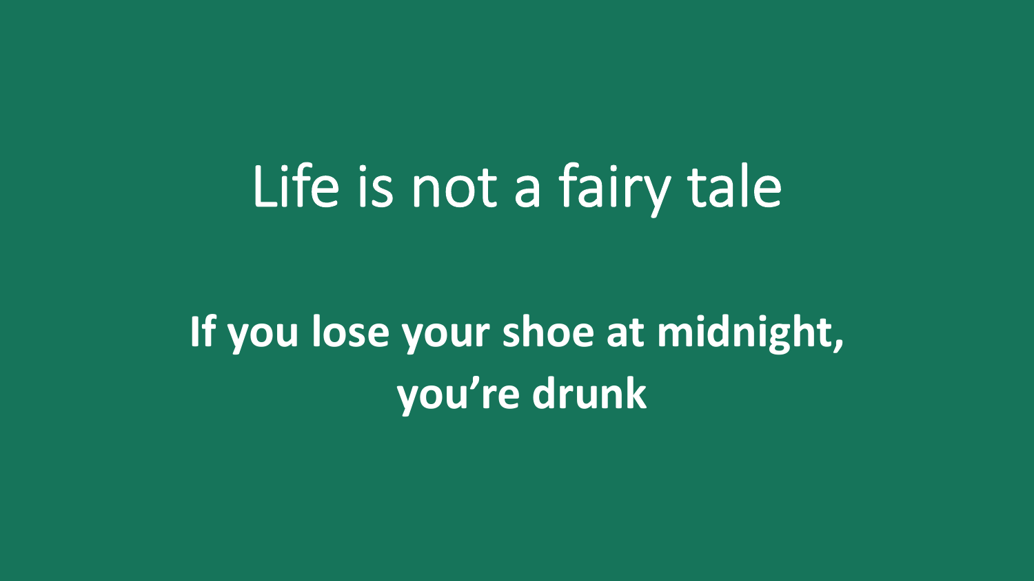# Life is not a fairy tale

**If you lose your shoe at midnight, you're drunk**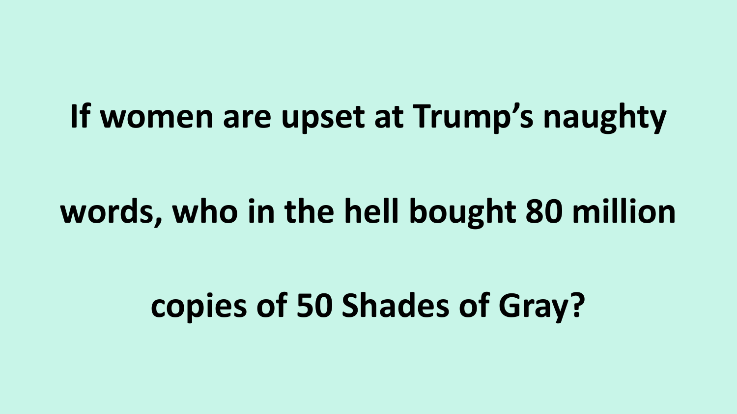**If women are upset at Trump’s naughty words, who in the hell bought 80 million copies of 50 Shades of Gray?**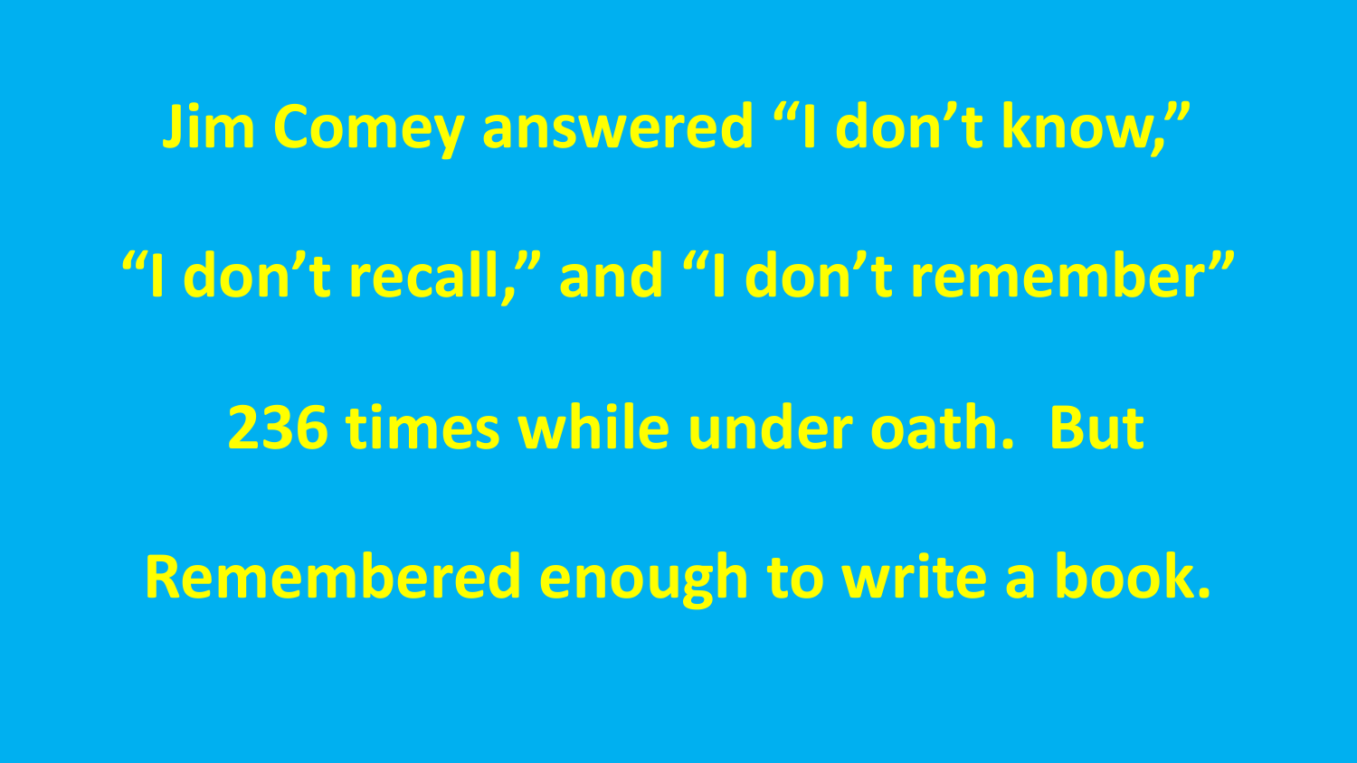**Jim Comey answered "I don't know," "I don't recall," and "I don't remember" 236 times while under oath. But Remembered enough to write a book.**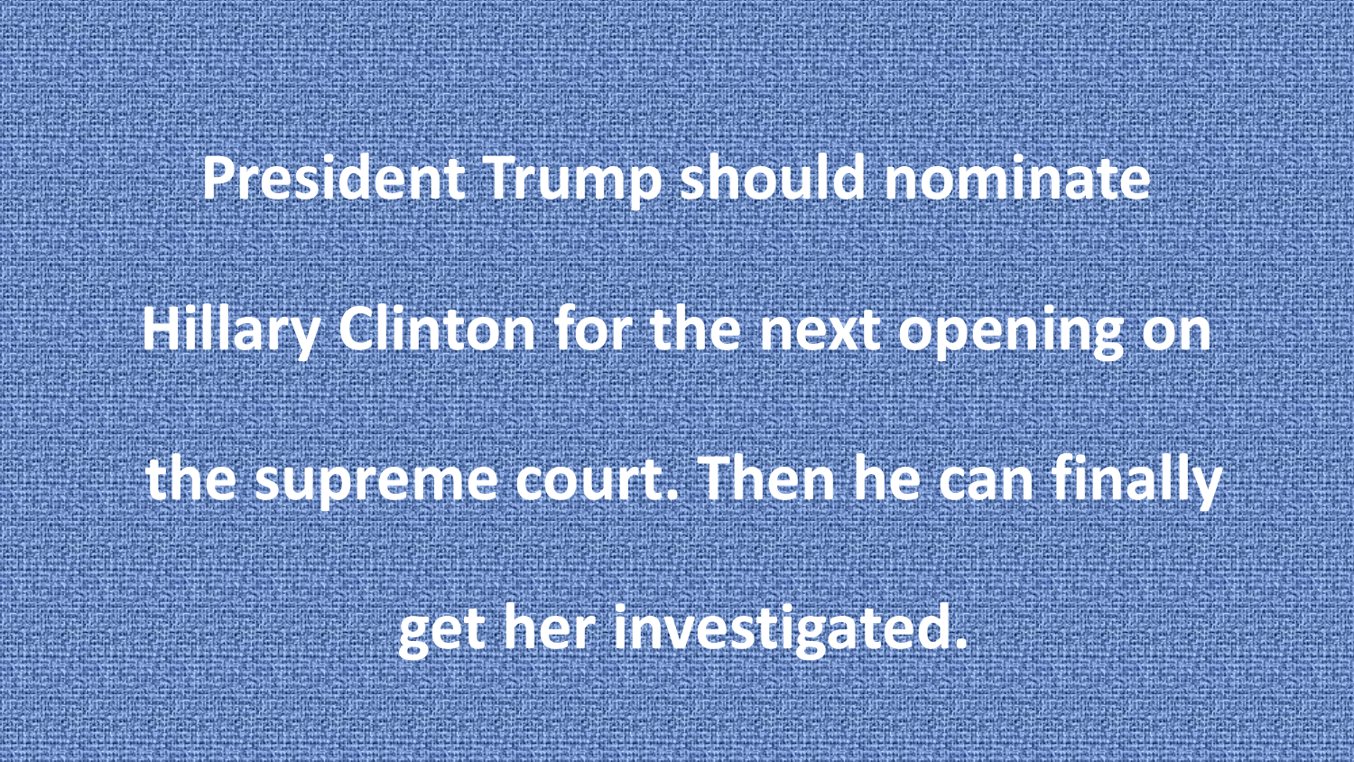President Trump should nominate Hillary Clinton for the next opening on the supreme court. Then he can finally get her investigated.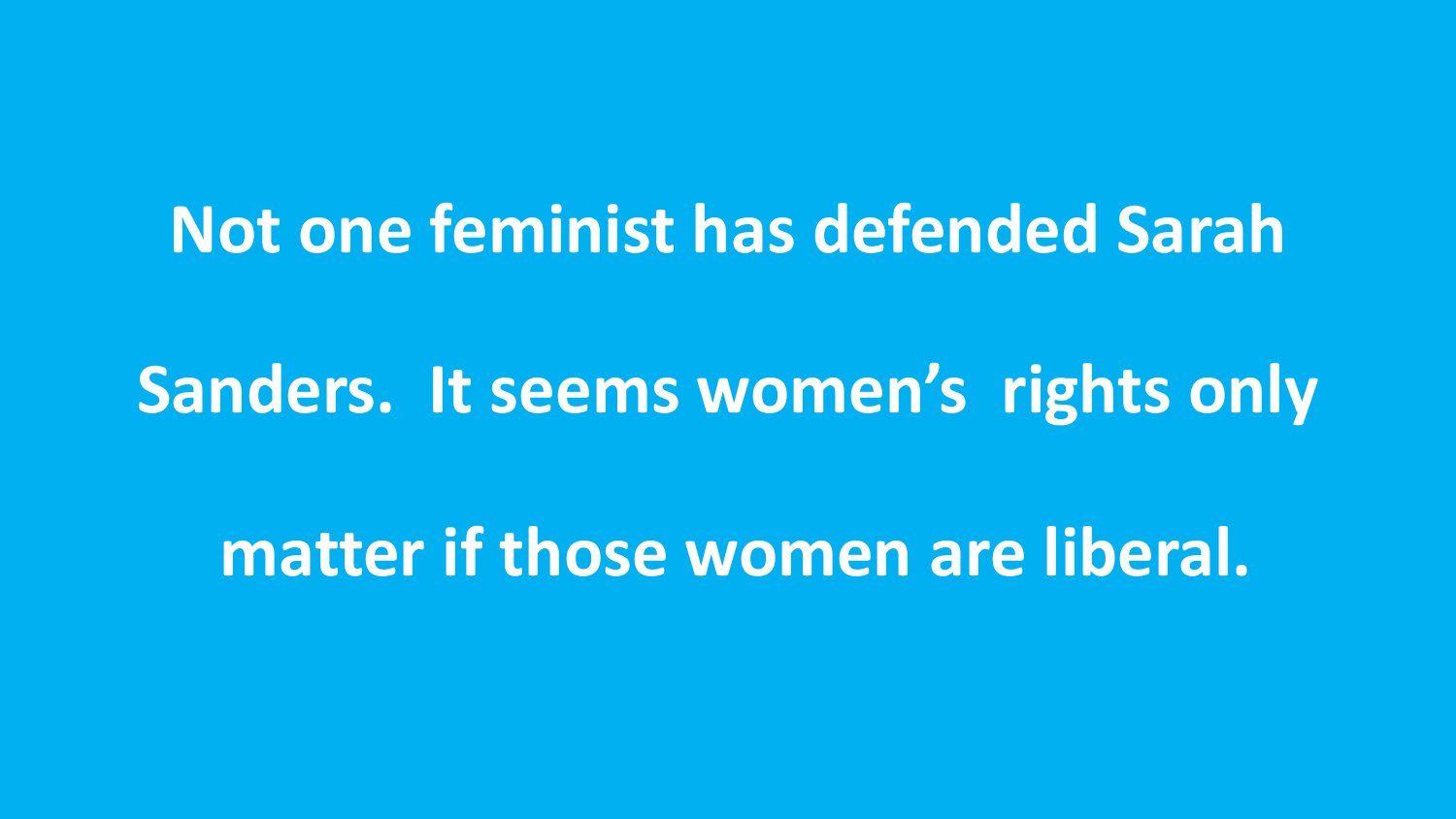**Not one feminist has defended Sarah Sanders.  It seems women's  rights only matter if those women are liberal.**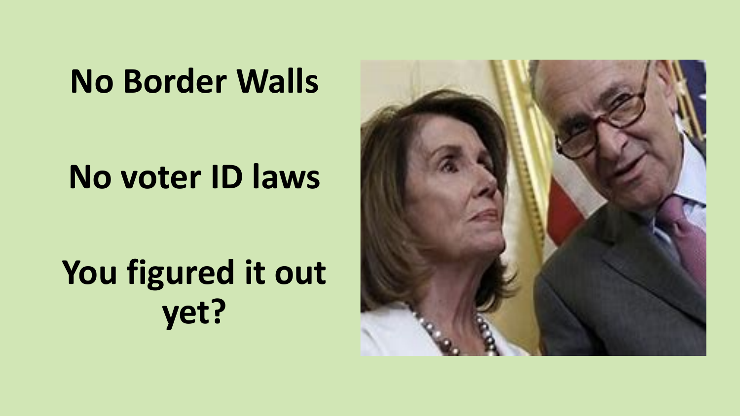No Border Walls

No voter ID laws

You figured it out yet?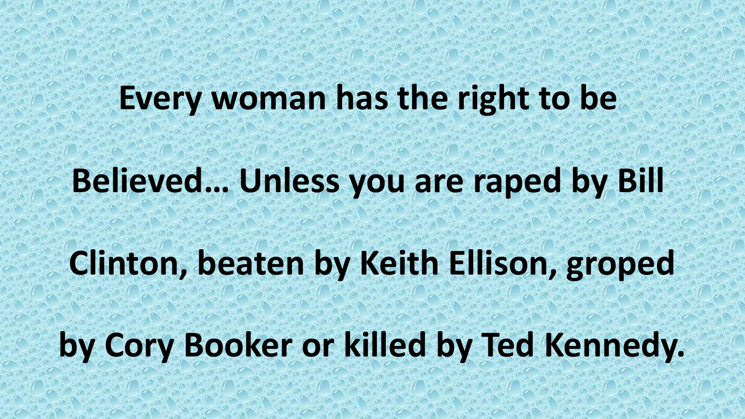**Every woman has the right to be Believed… Unless you are raped by Bill Clinton, beaten by Keith Ellison, groped by Cory Booker or killed by Ted Kennedy.**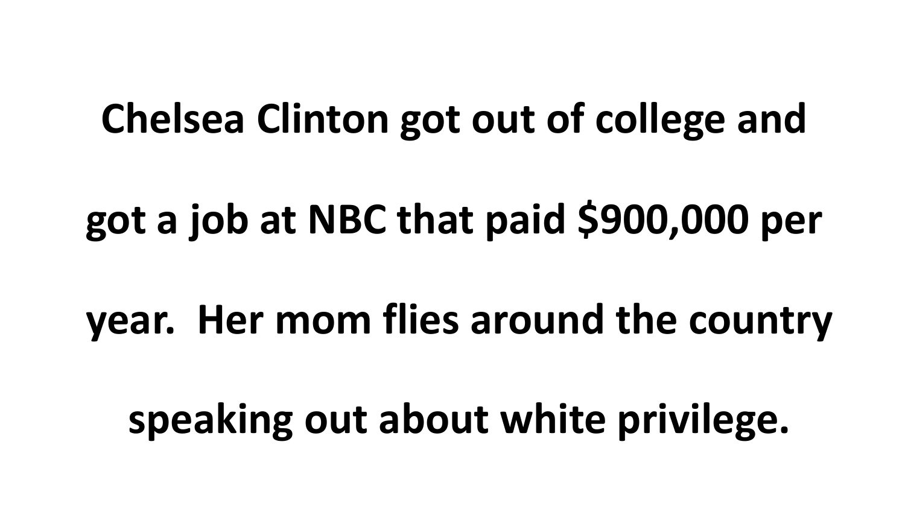**Chelsea Clinton got out of college and got a job at NBC that paid $900,000 per year. Her mom flies around the country speaking out about white privilege.**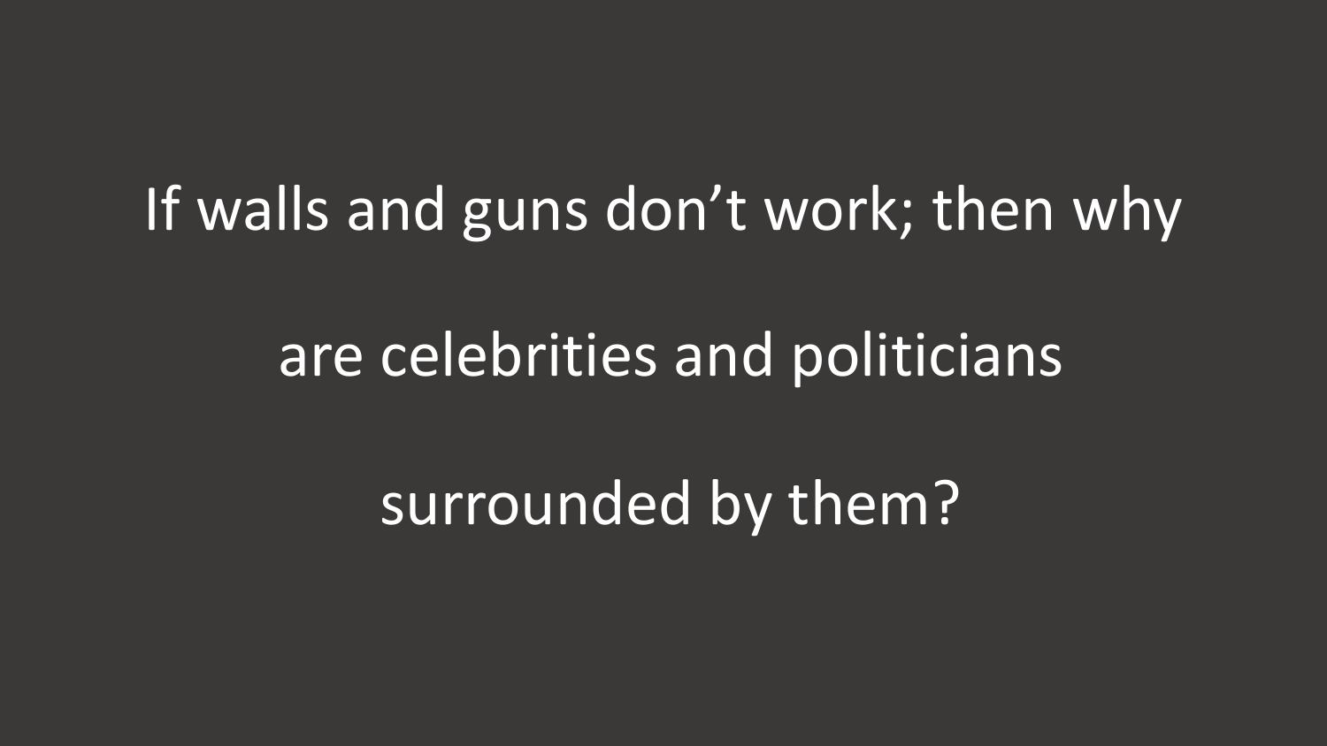If walls and guns don't work; then why are celebrities and politicians surrounded by them?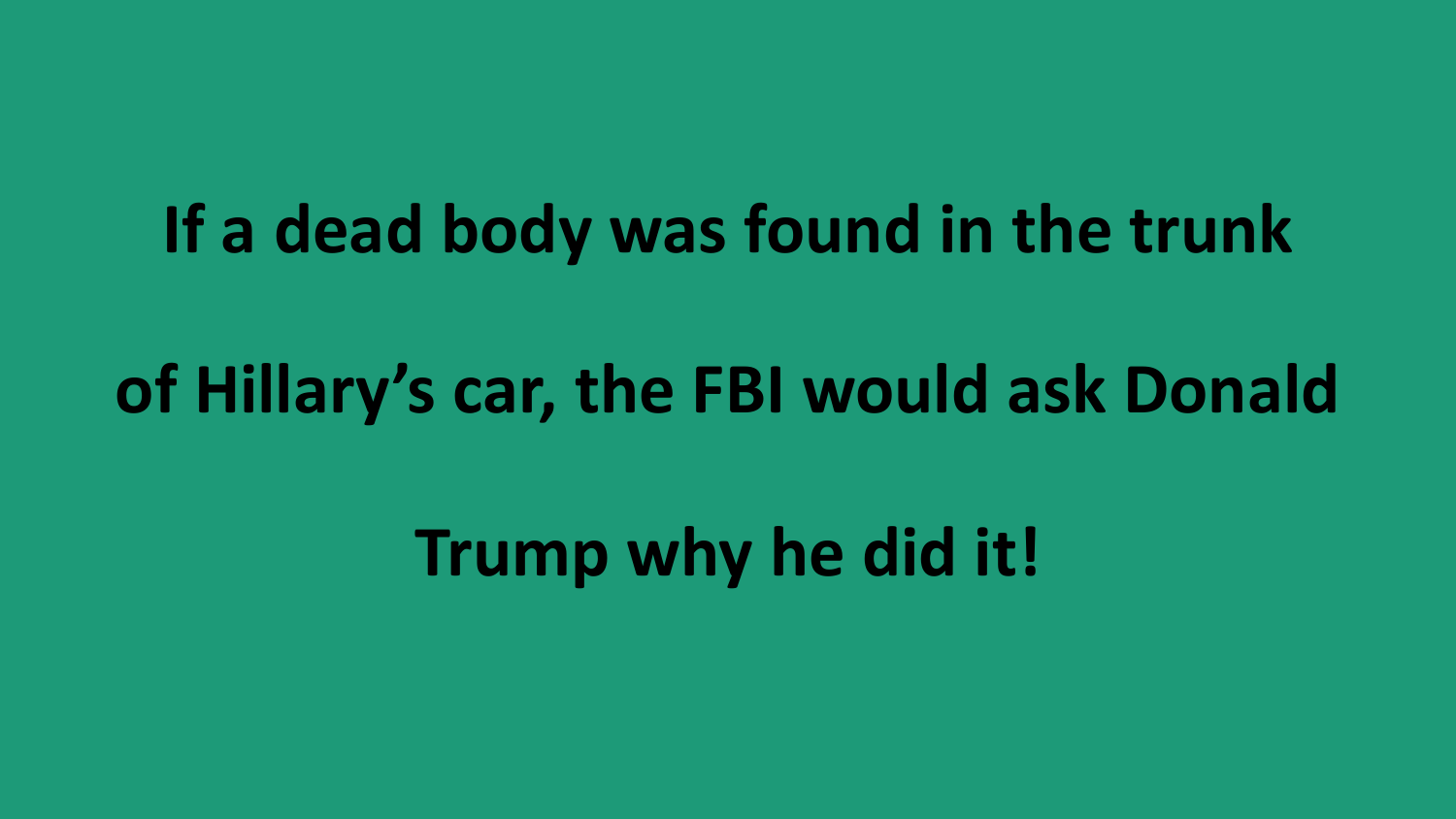**If a dead body was found in the trunk of Hillary's car, the FBI would ask Donald Trump why he did it!**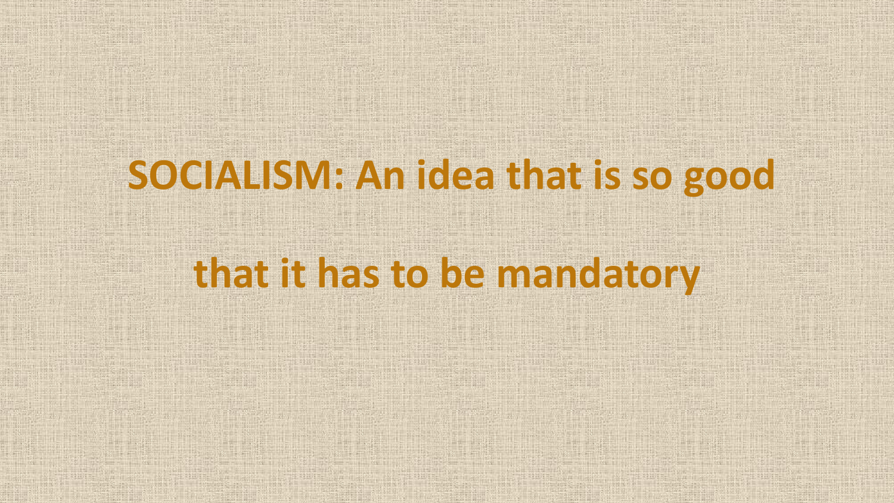**SOCIALISM: An idea that is so good that it has to be mandatory**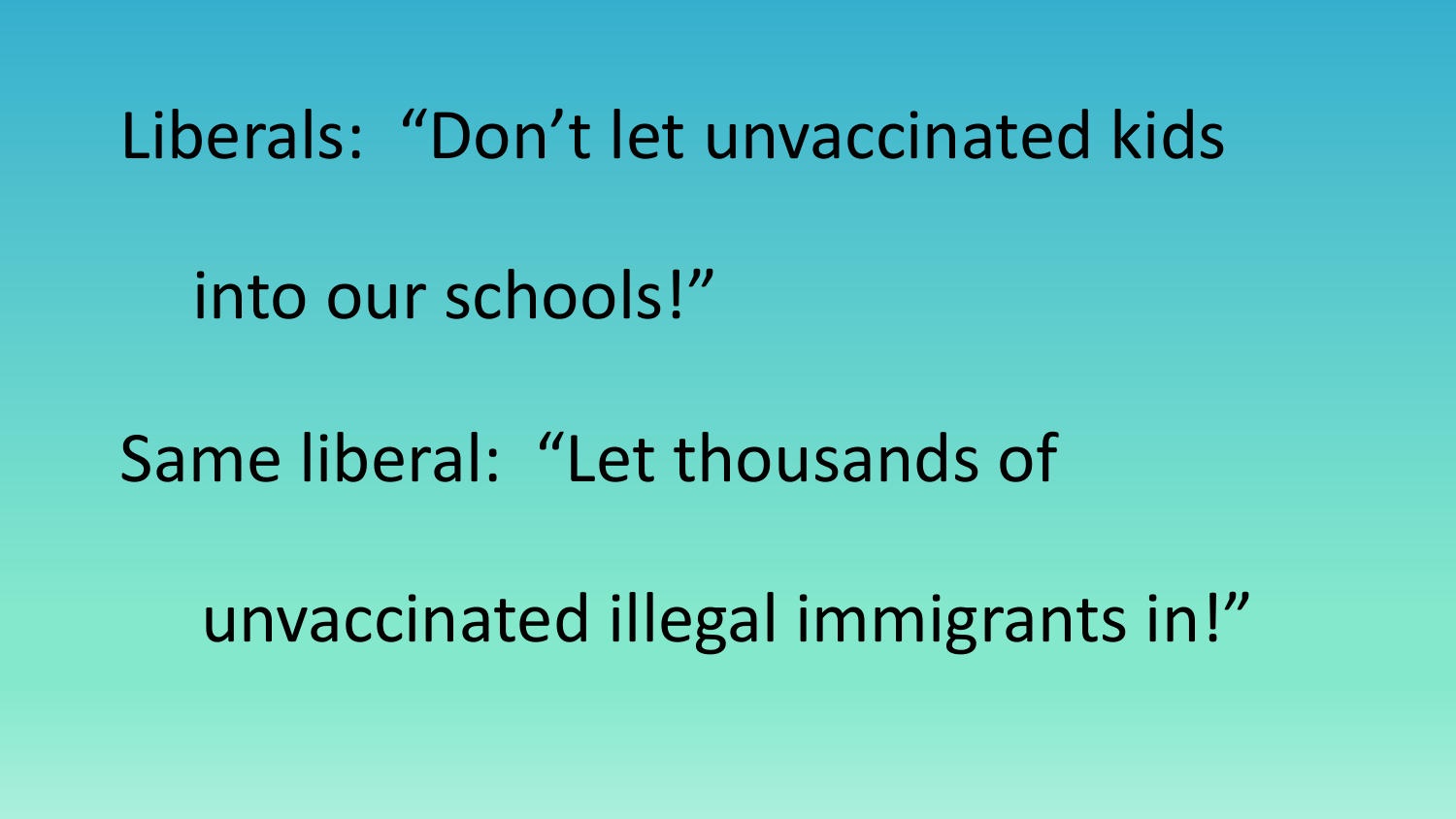Liberals: "Don't let unvaccinated kids

into our schools!"

Same liberal: "Let thousands of

unvaccinated illegal immigrants in!"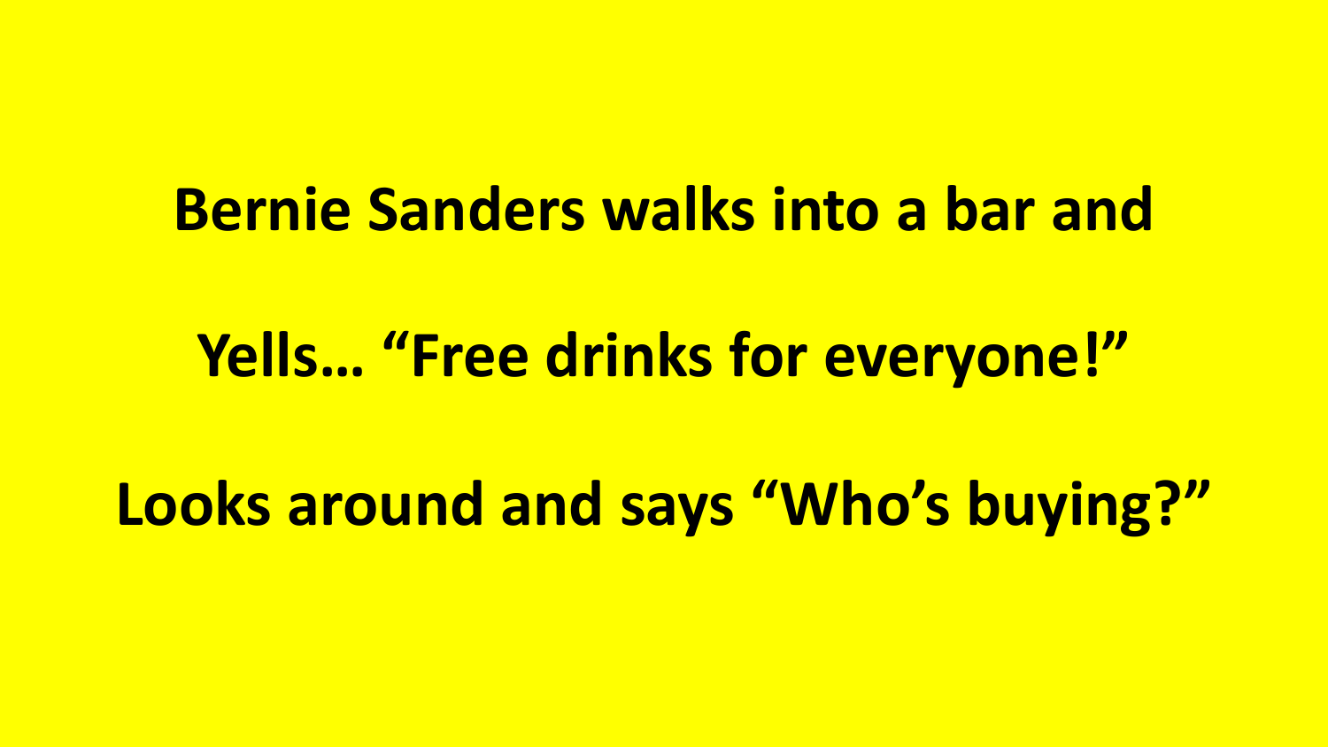**Bernie Sanders walks into a bar and**

**Yells… “Free drinks for everyone!”**

**Looks around and says “Who’s buying?”**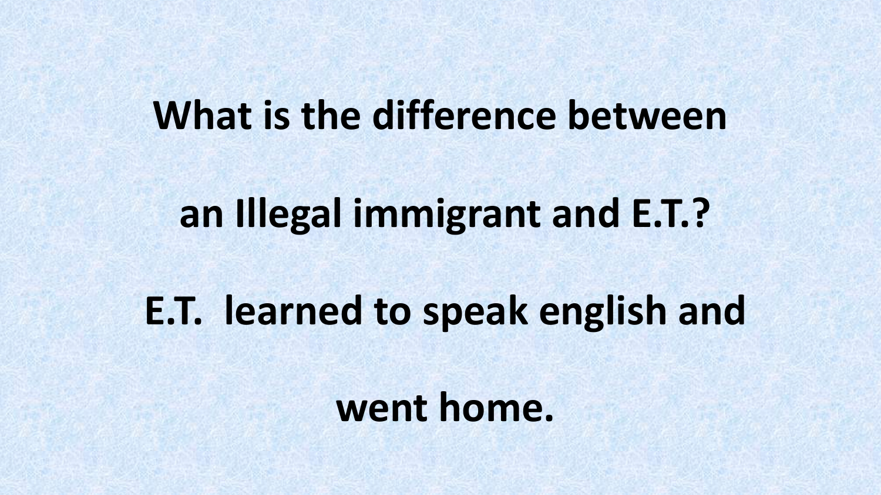**What is the difference between**

**an Illegal immigrant and E.T.?**

**E.T. learned to speak english and**

**went home.**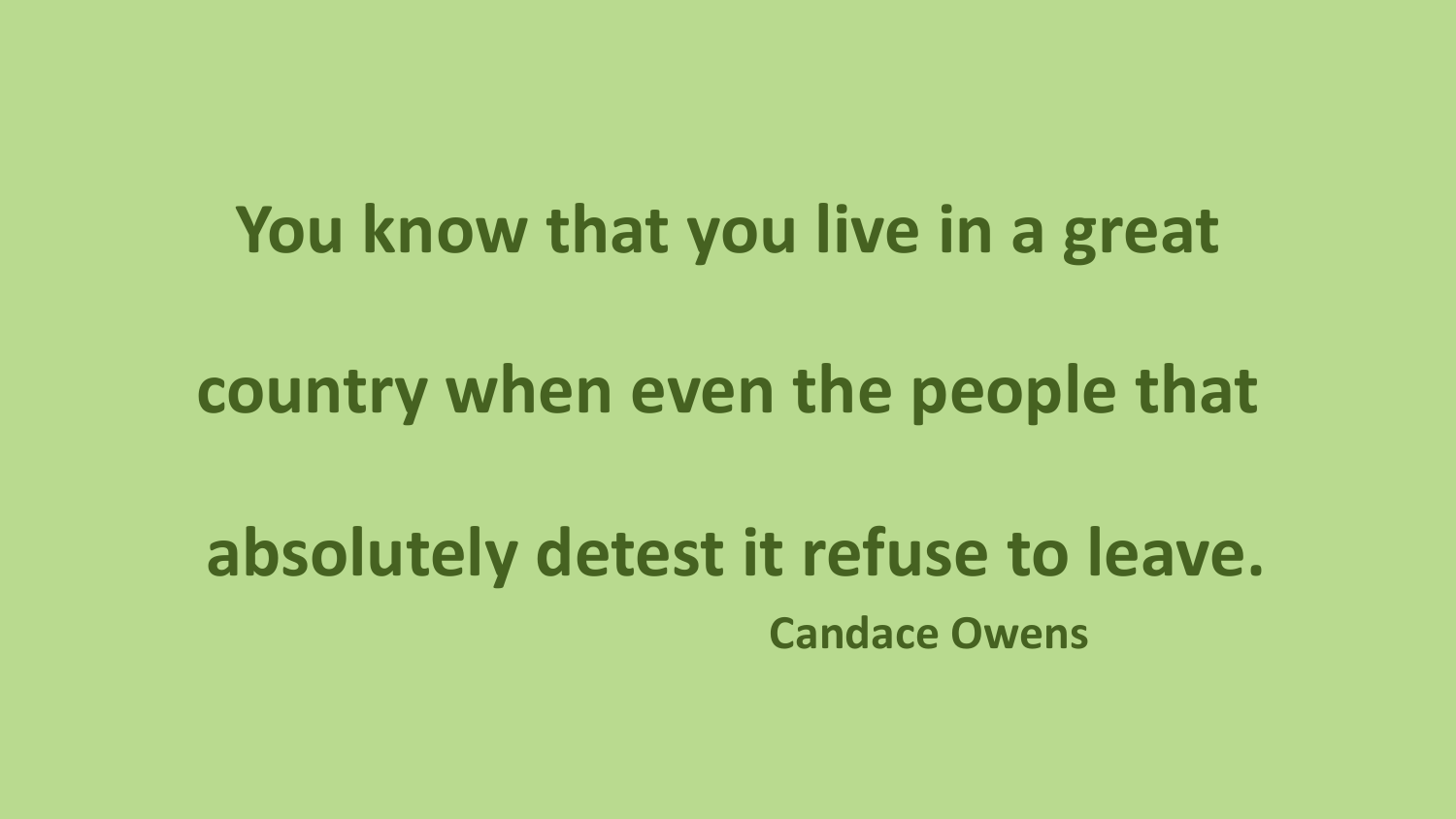**You know that you live in a great country when even the people that absolutely detest it refuse to leave.**

**Candace Owens**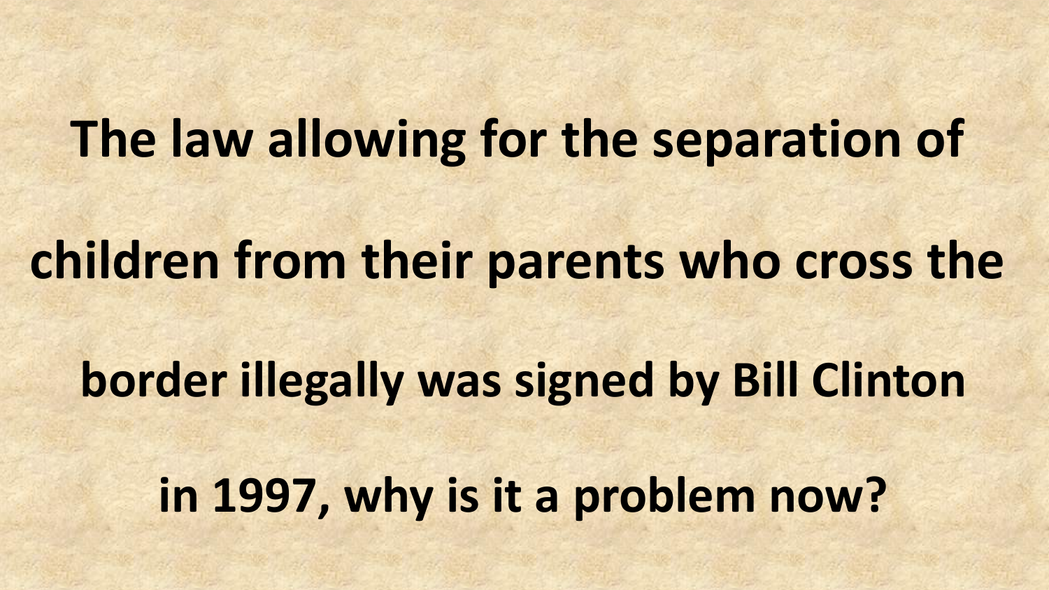**The law allowing for the separation of children from their parents who cross the border illegally was signed by Bill Clinton in 1997, why is it a problem now?**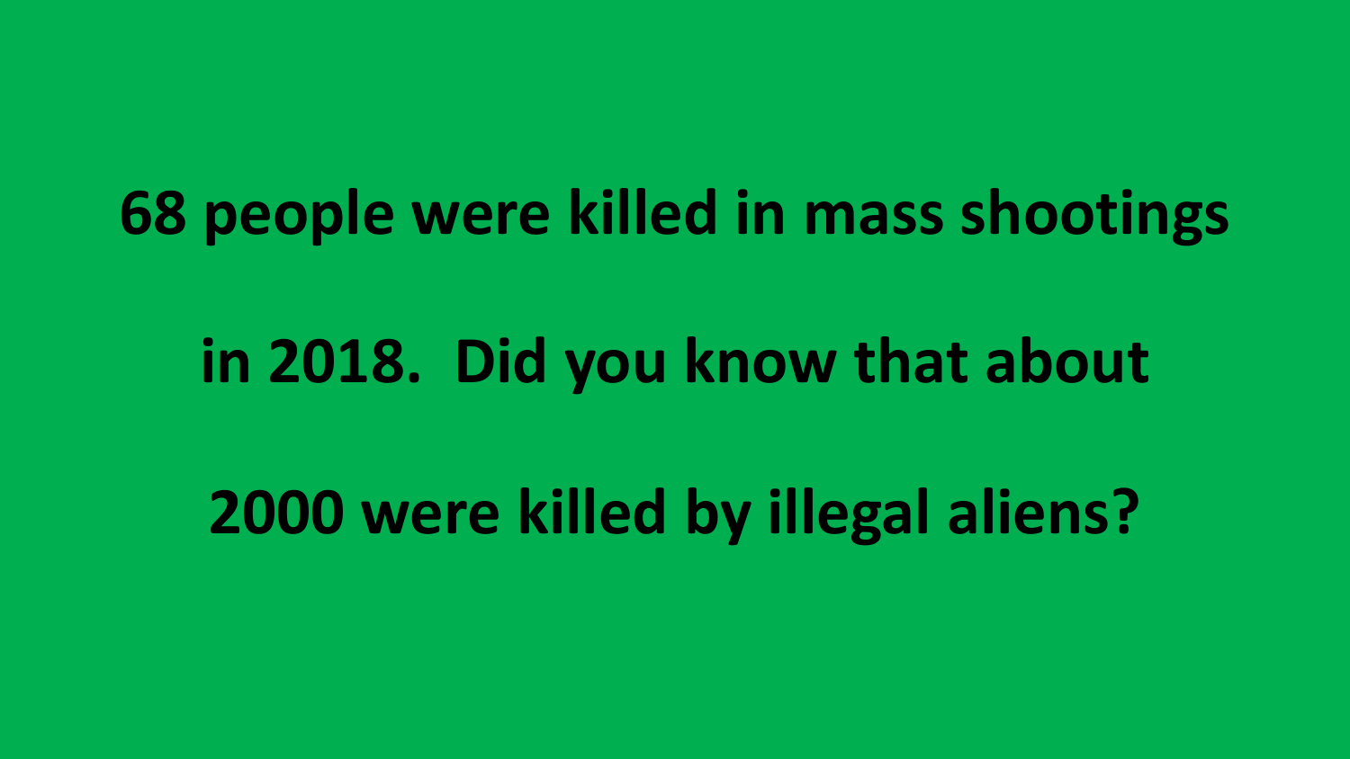**68 people were killed in mass shootings**

**in 2018. Did you know that about**

**2000 were killed by illegal aliens?**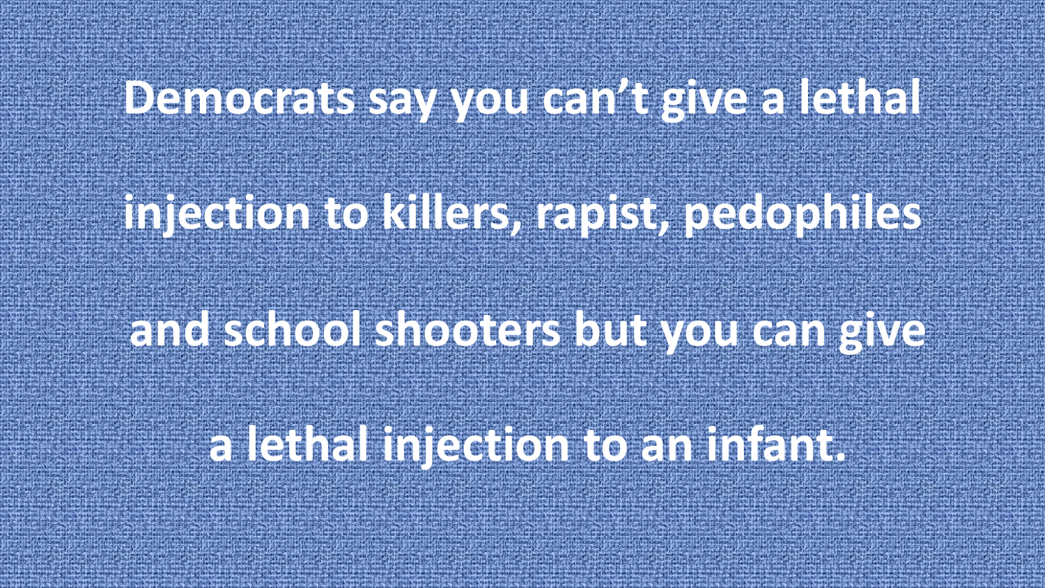**Democrats say you can't give a lethal injection to killers, rapist, pedophiles and school shooters but you can give a lethal injection to an infant.**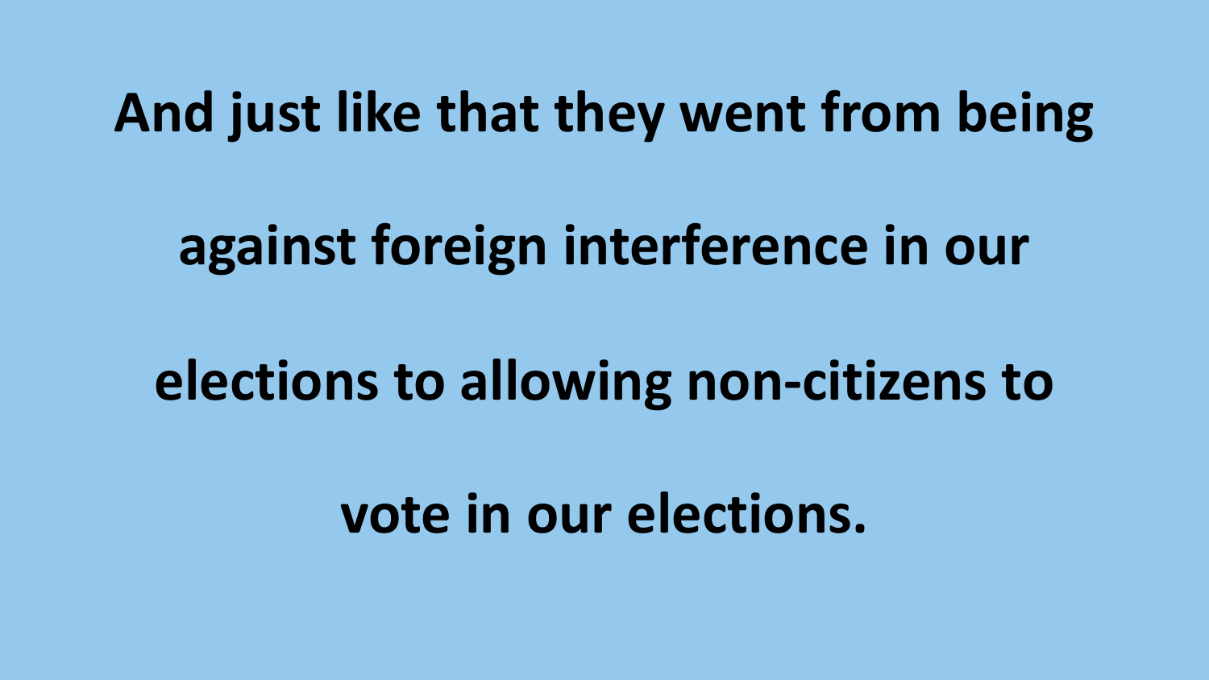**And just like that they went from being against foreign interference in our elections to allowing non-citizens to vote in our elections.**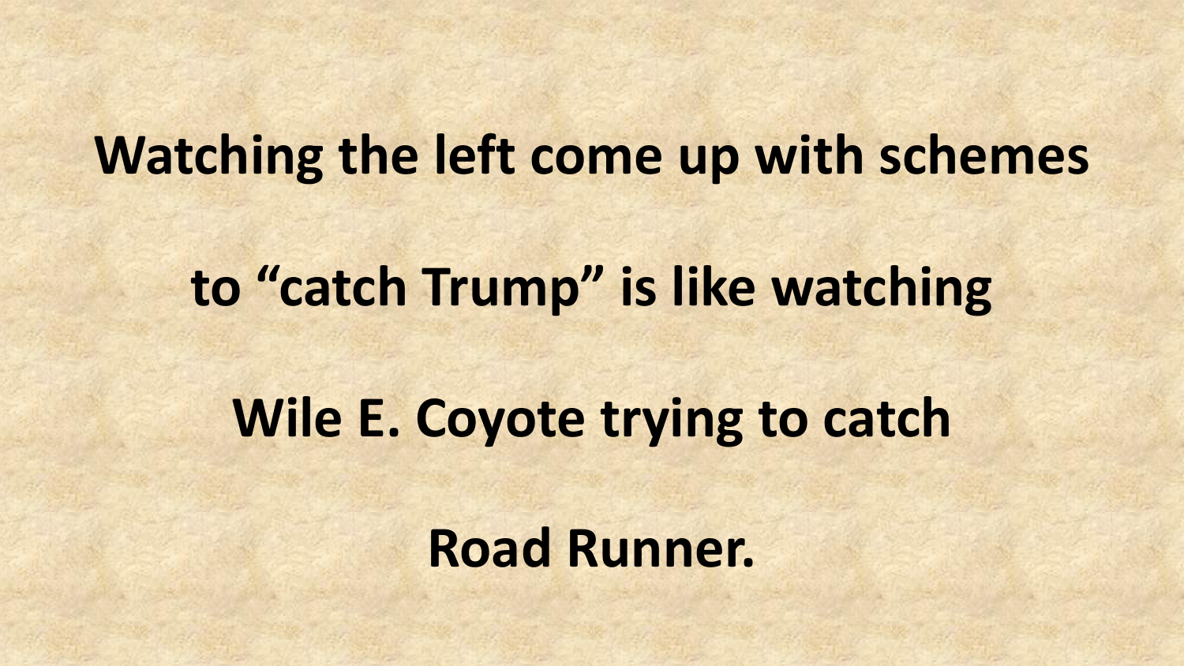**Watching the left come up with schemes to "catch Trump" is like watching Wile E. Coyote trying to catch Road Runner.**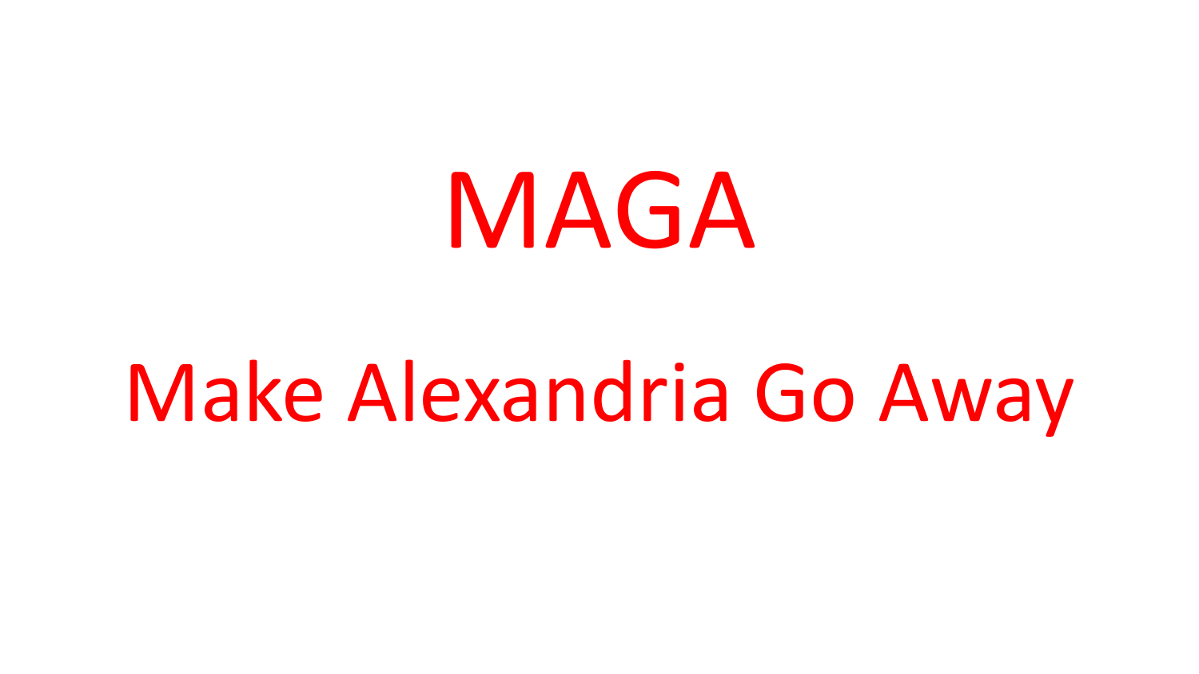# MAGA

## Make Alexandria Go Away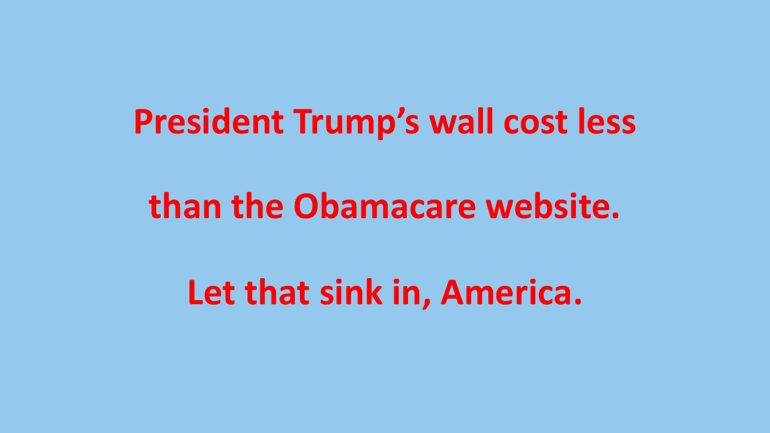**President Trump's wall cost less**

**than the Obamacare website.**

**Let that sink in, America.**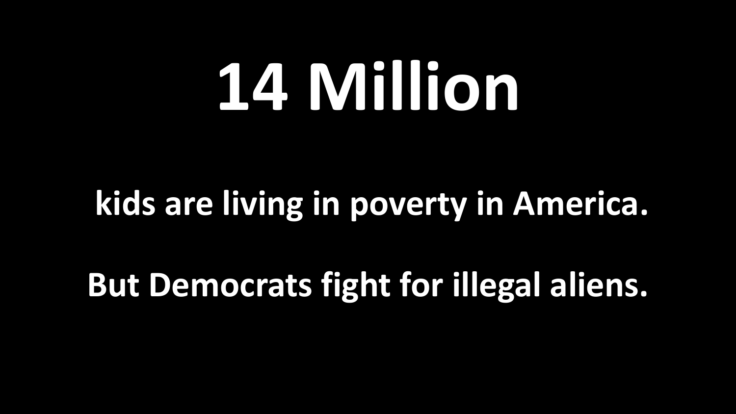# 14 Million

**kids are living in poverty in America.**

**But Democrats fight for illegal aliens.**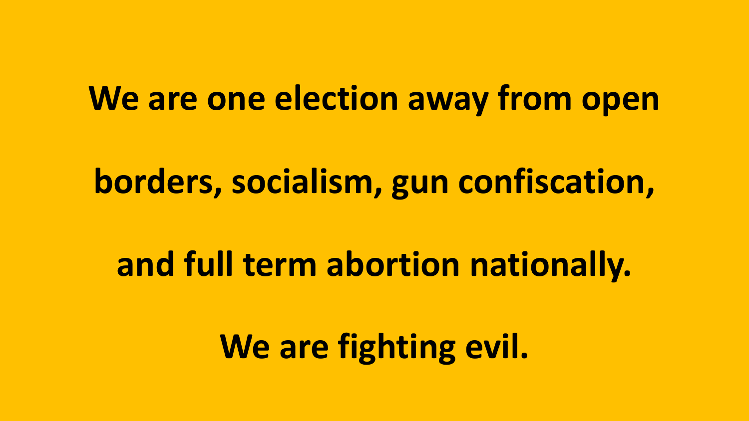**We are one election away from open borders, socialism, gun confiscation, and full term abortion nationally.**

**We are fighting evil.**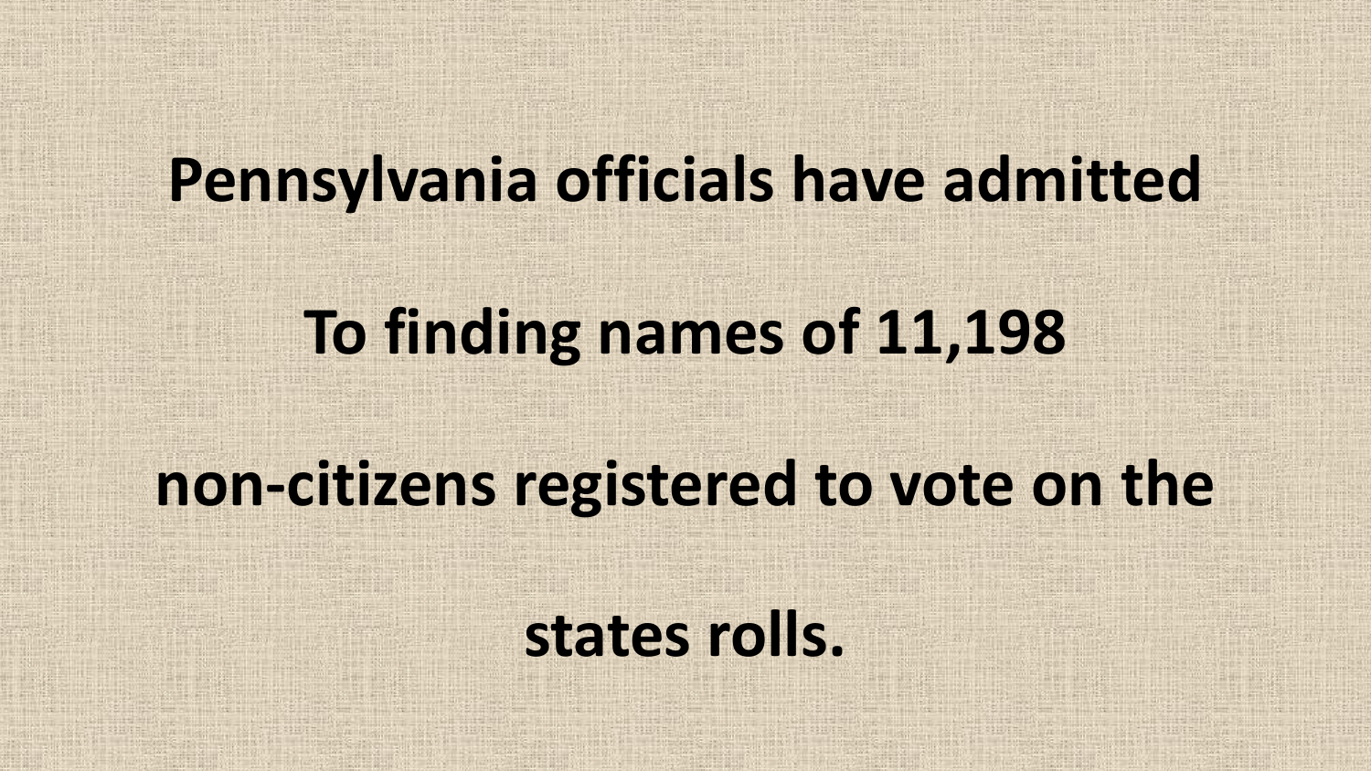**Pennsylvania officials have admitted**

**To finding names of 11,198**

**non-citizens registered to vote on the**

**states rolls.**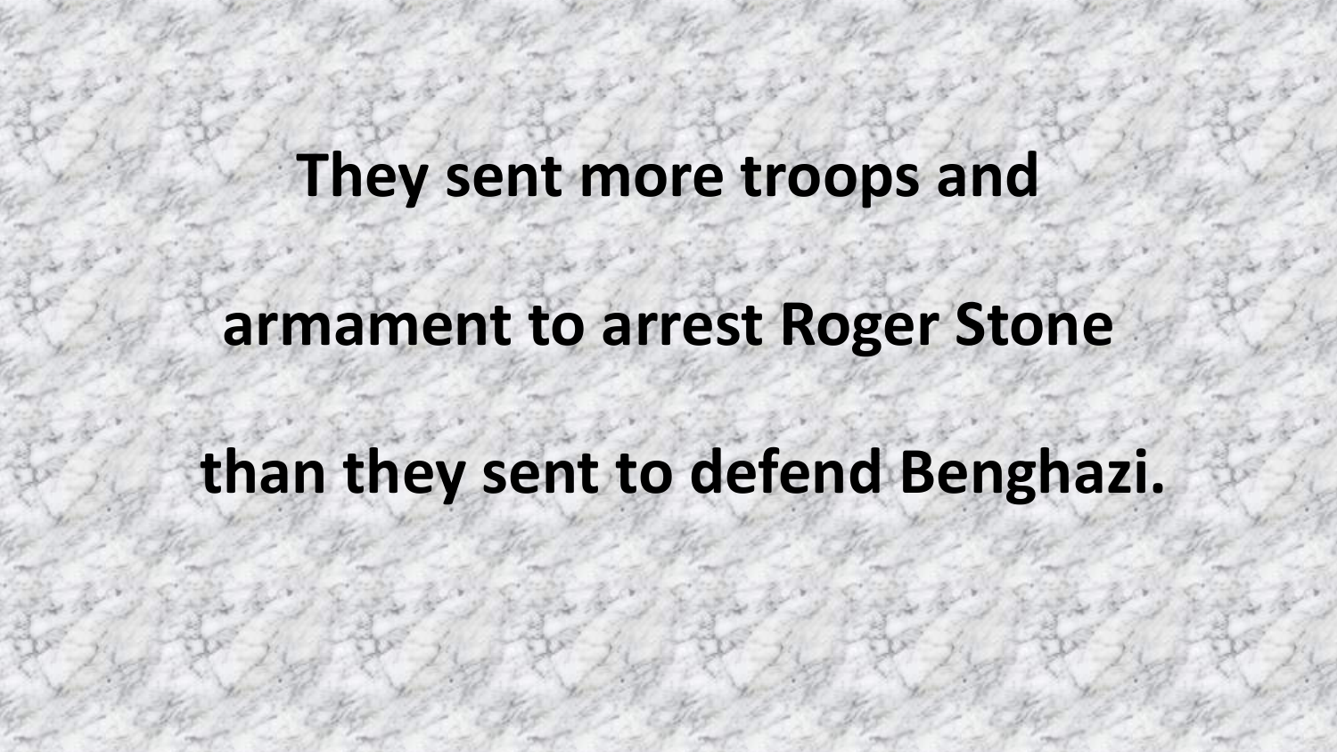**They sent more troops and armament to arrest Roger Stone than they sent to defend Benghazi.**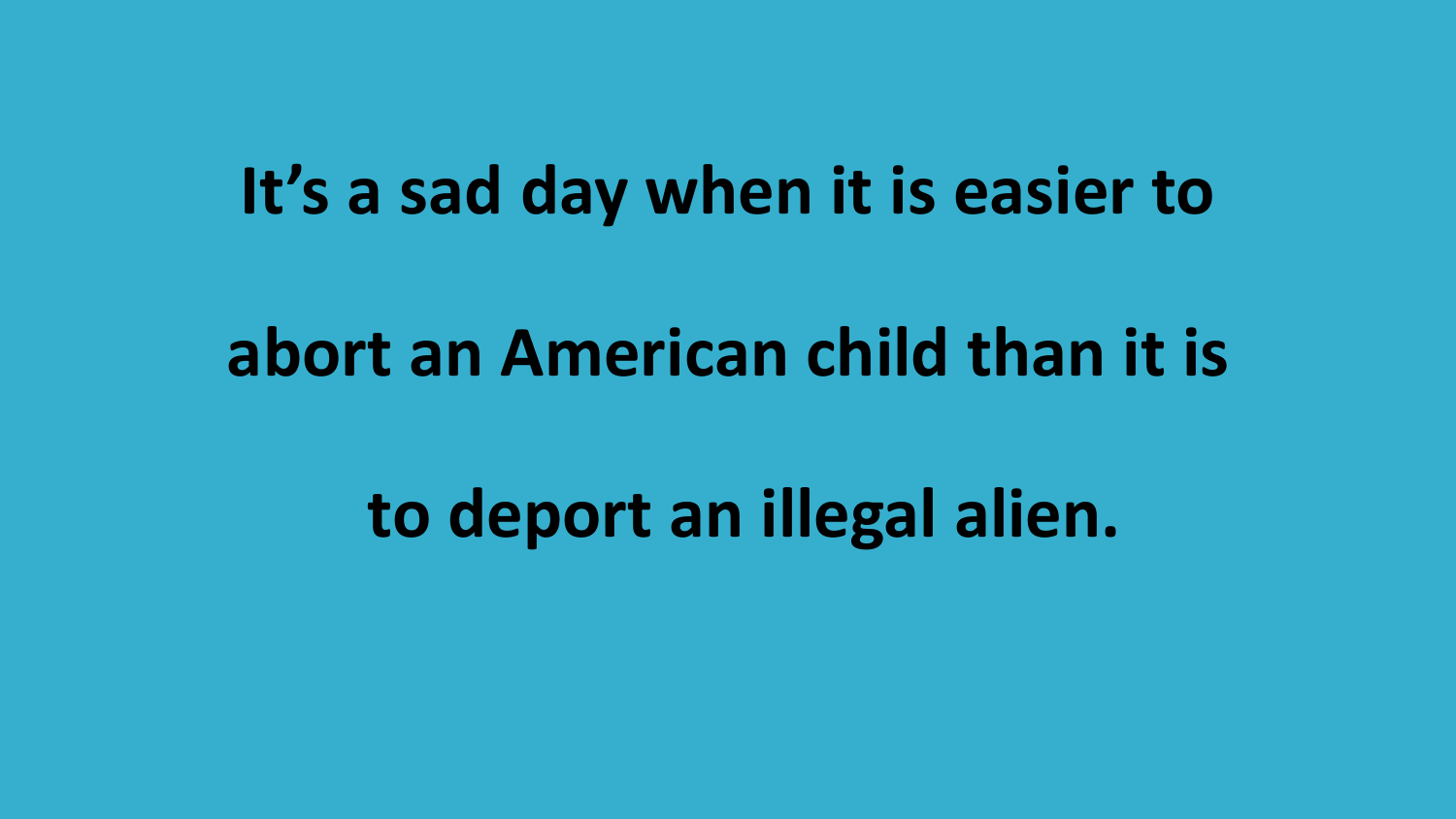**It's a sad day when it is easier to abort an American child than it is to deport an illegal alien.**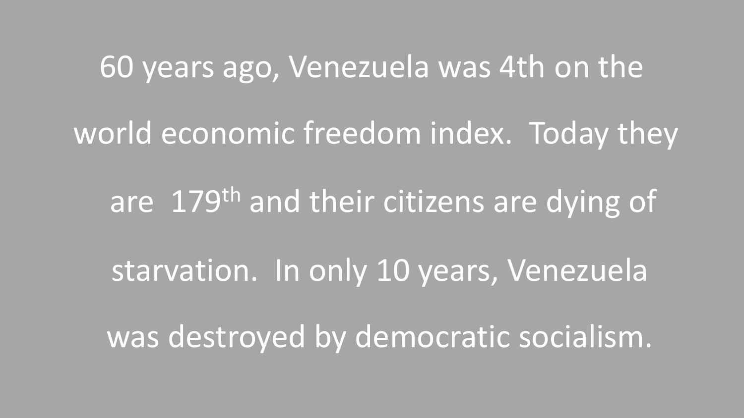60 years ago, Venezuela was 4th on the world economic freedom index. Today they are 179th and their citizens are dying of starvation. In only 10 years, Venezuela was destroyed by democratic socialism.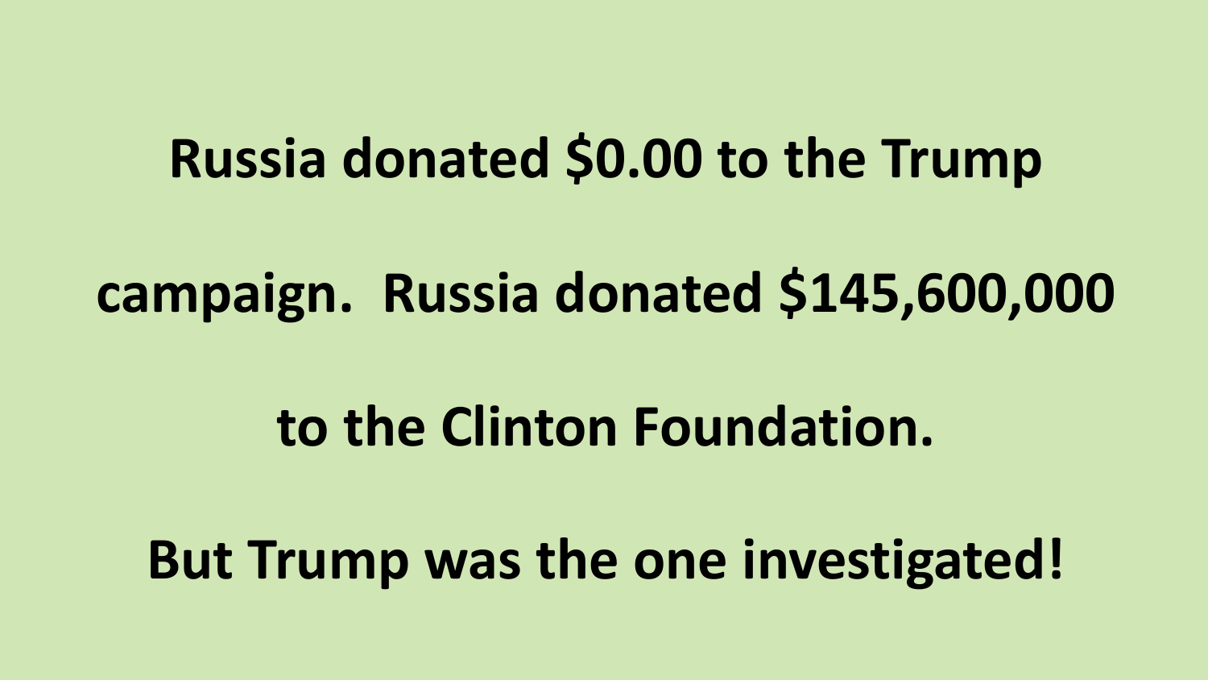**Russia donated $0.00 to the Trump campaign. Russia donated $145,600,000 to the Clinton Foundation.**

**But Trump was the one investigated!**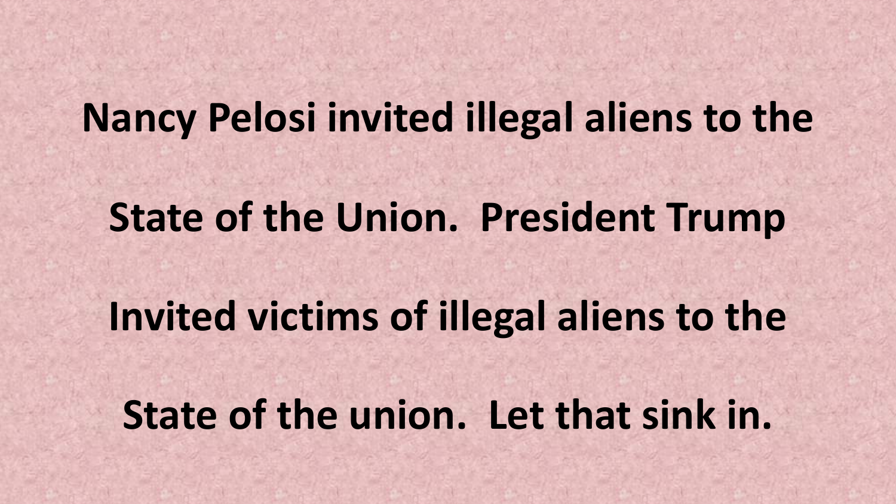**Nancy Pelosi invited illegal aliens to the State of the Union. President Trump Invited victims of illegal aliens to the State of the union. Let that sink in.**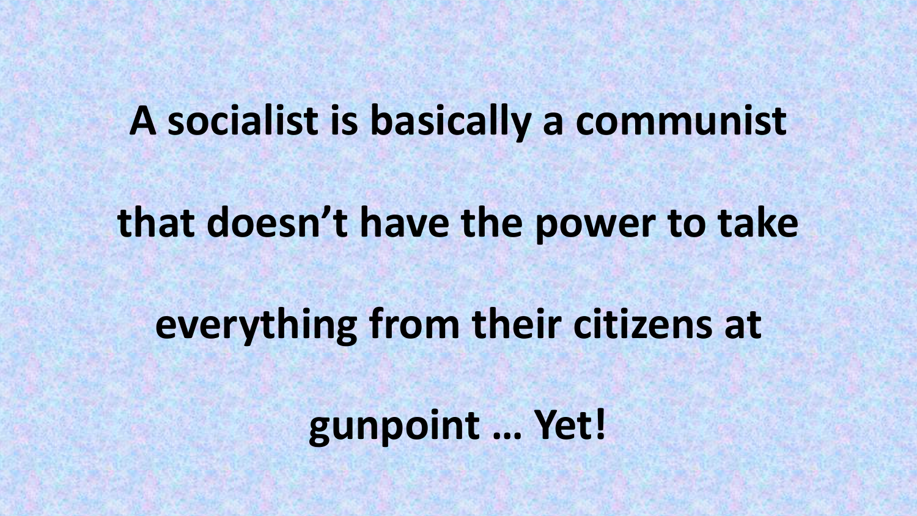**A socialist is basically a communist that doesn't have the power to take everything from their citizens at gunpoint … Yet!**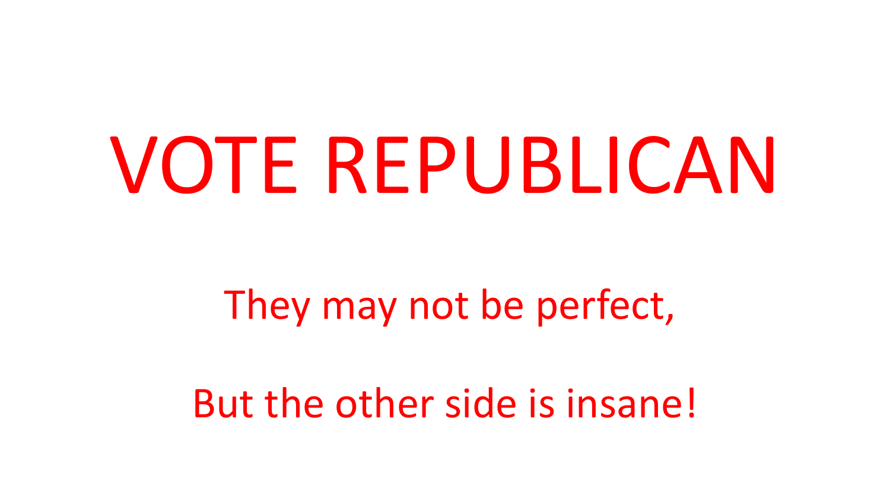# VOTE REPUBLICAN

They may not be perfect,

But the other side is insane!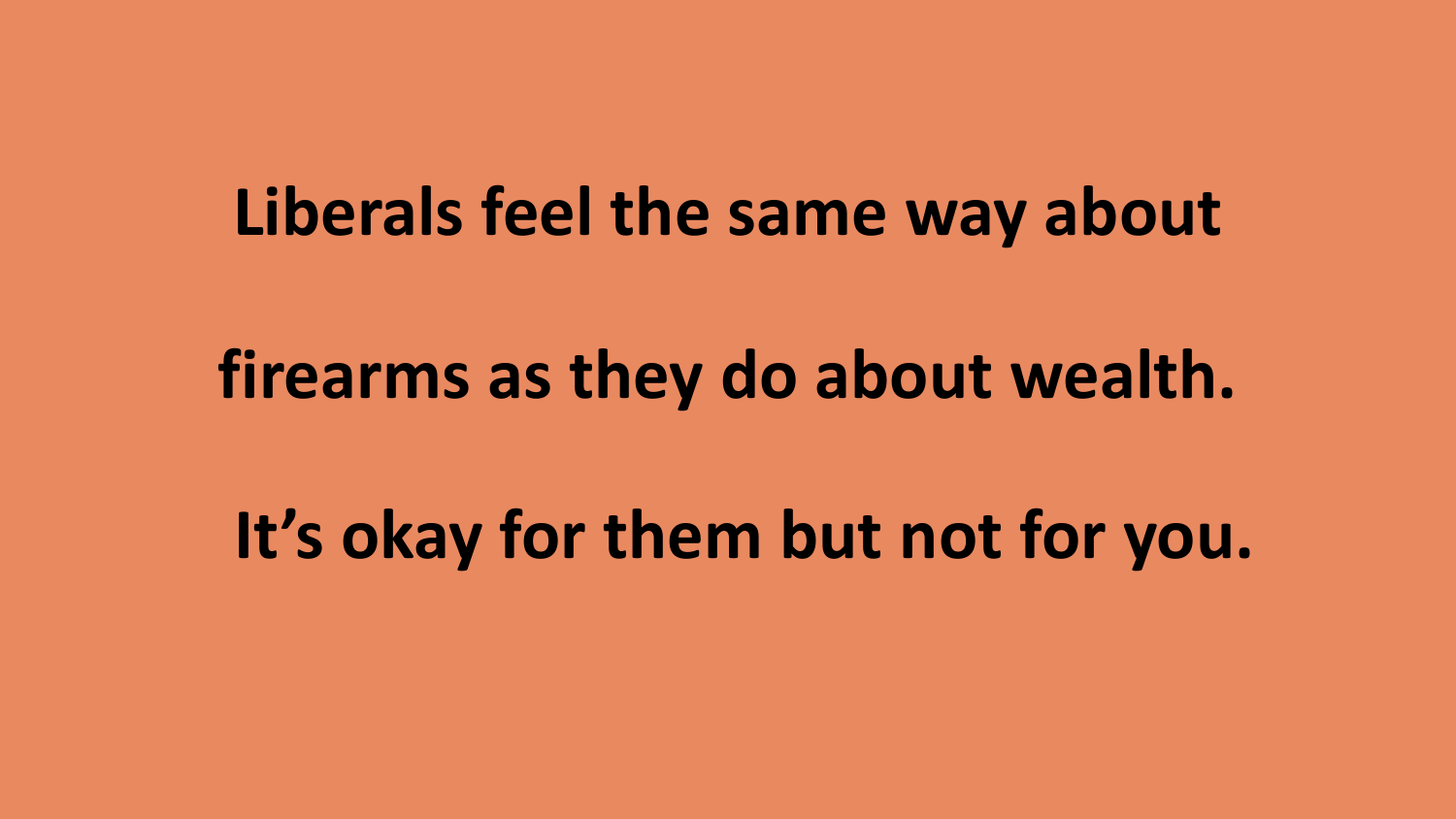**Liberals feel the same way about firearms as they do about wealth.**

**It's okay for them but not for you.**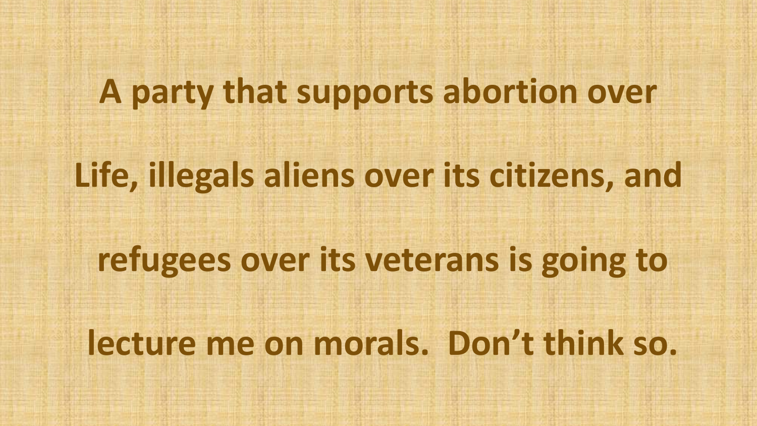**A party that supports abortion over Life, illegals aliens over its citizens, and refugees over its veterans is going to lecture me on morals. Don’t think so.**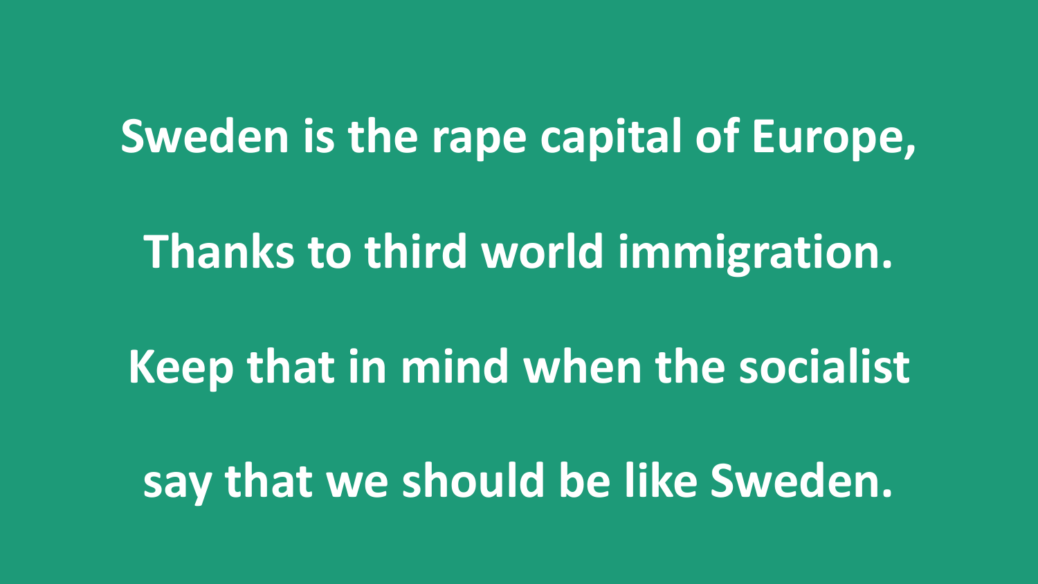**Sweden is the rape capital of Europe,**

**Thanks to third world immigration.**

**Keep that in mind when the socialist**

**say that we should be like Sweden.**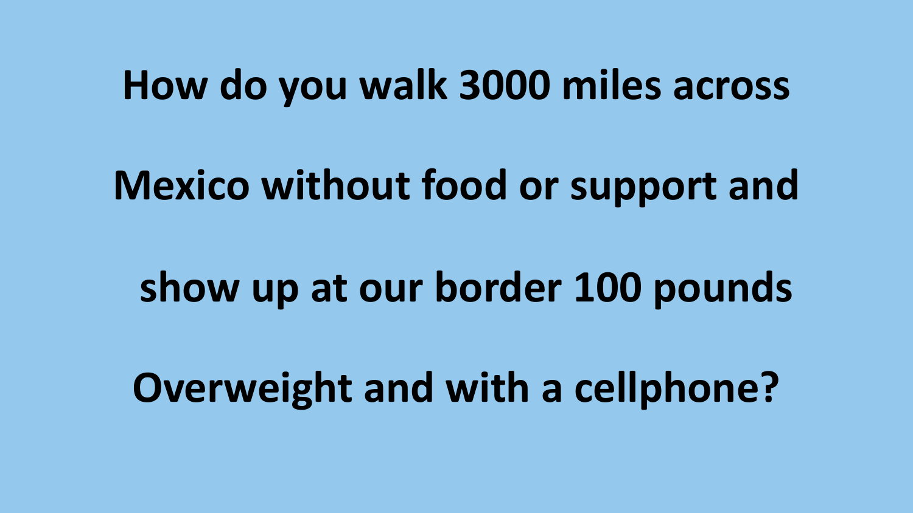**How do you walk 3000 miles across Mexico without food or support and show up at our border 100 pounds Overweight and with a cellphone?**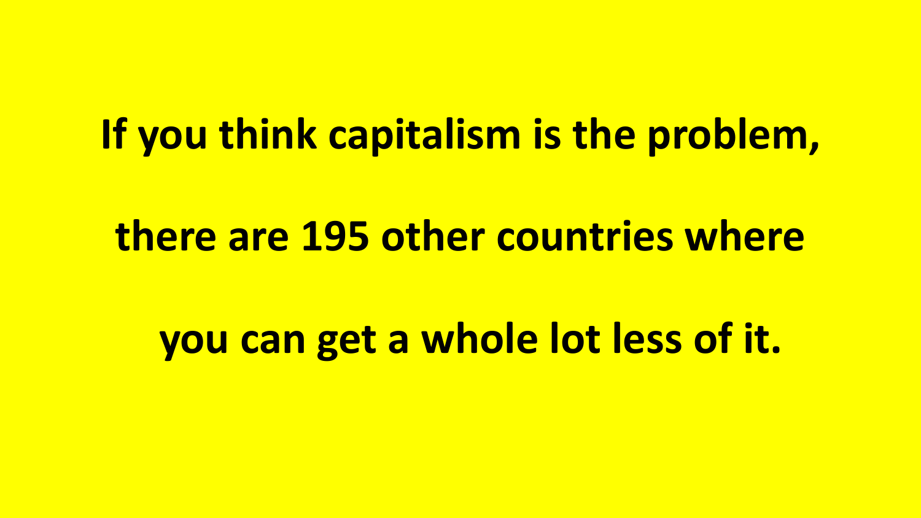**If you think capitalism is the problem,**

**there are 195 other countries where**

**you can get a whole lot less of it.**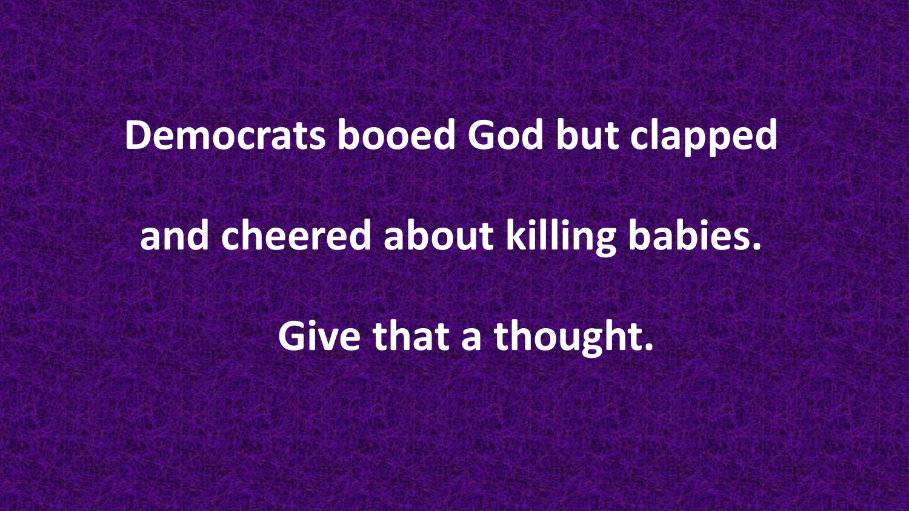**Democrats booed God but clapped**

**and cheered about killing babies.**

**Give that a thought.**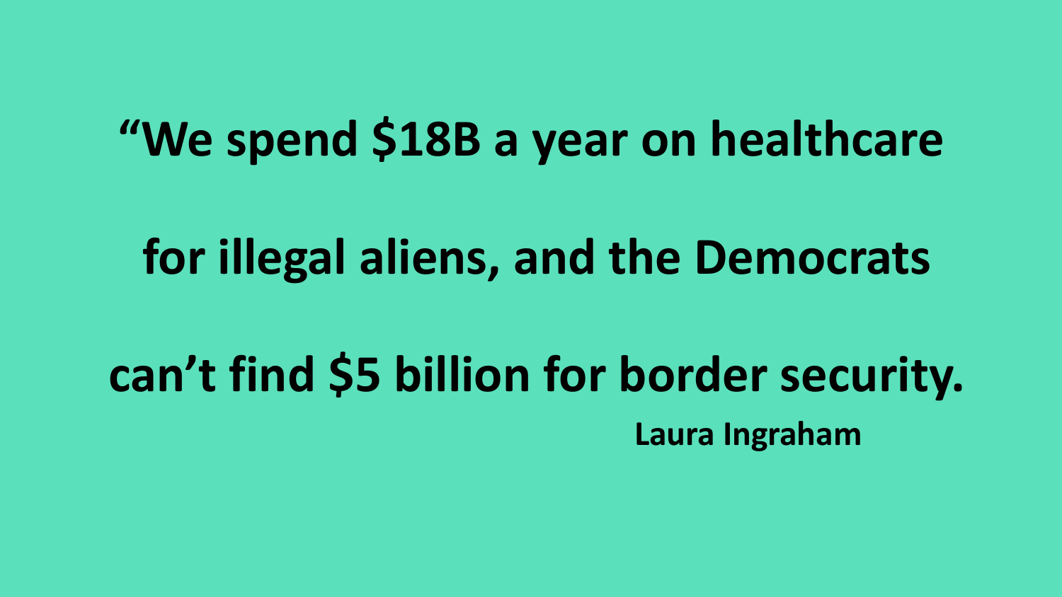**“We spend $18B a year on healthcare for illegal aliens, and the Democrats can’t find $5 billion for border security.**

**Laura Ingraham**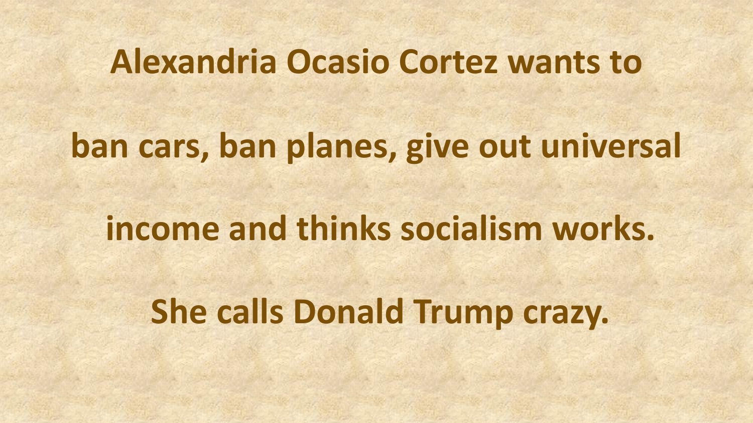**Alexandria Ocasio Cortez wants to**

**ban cars, ban planes, give out universal**

**income and thinks socialism works.**

**She calls Donald Trump crazy.**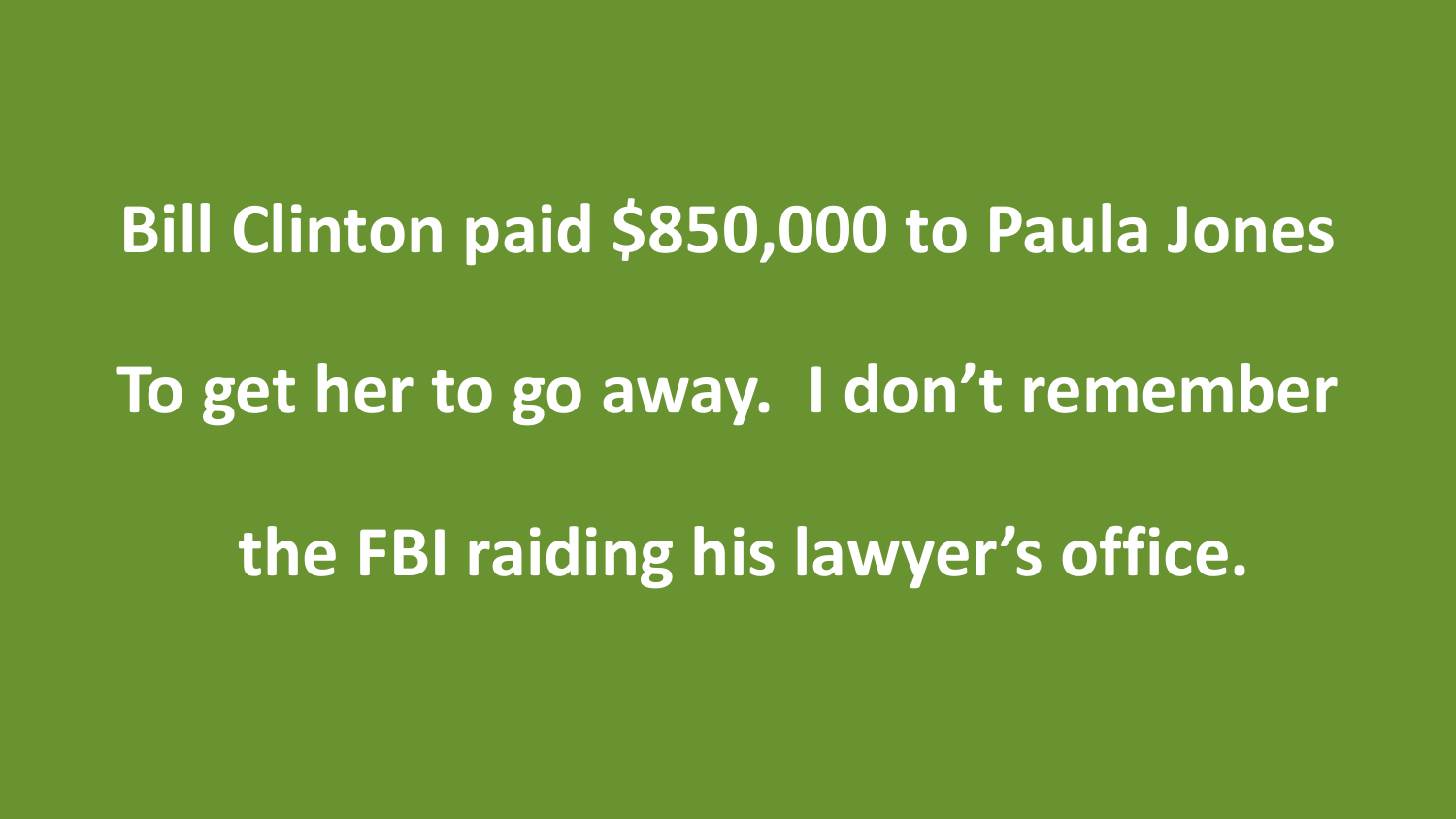**Bill Clinton paid $850,000 to Paula Jones**

**To get her to go away. I don't remember**

**the FBI raiding his lawyer's office.**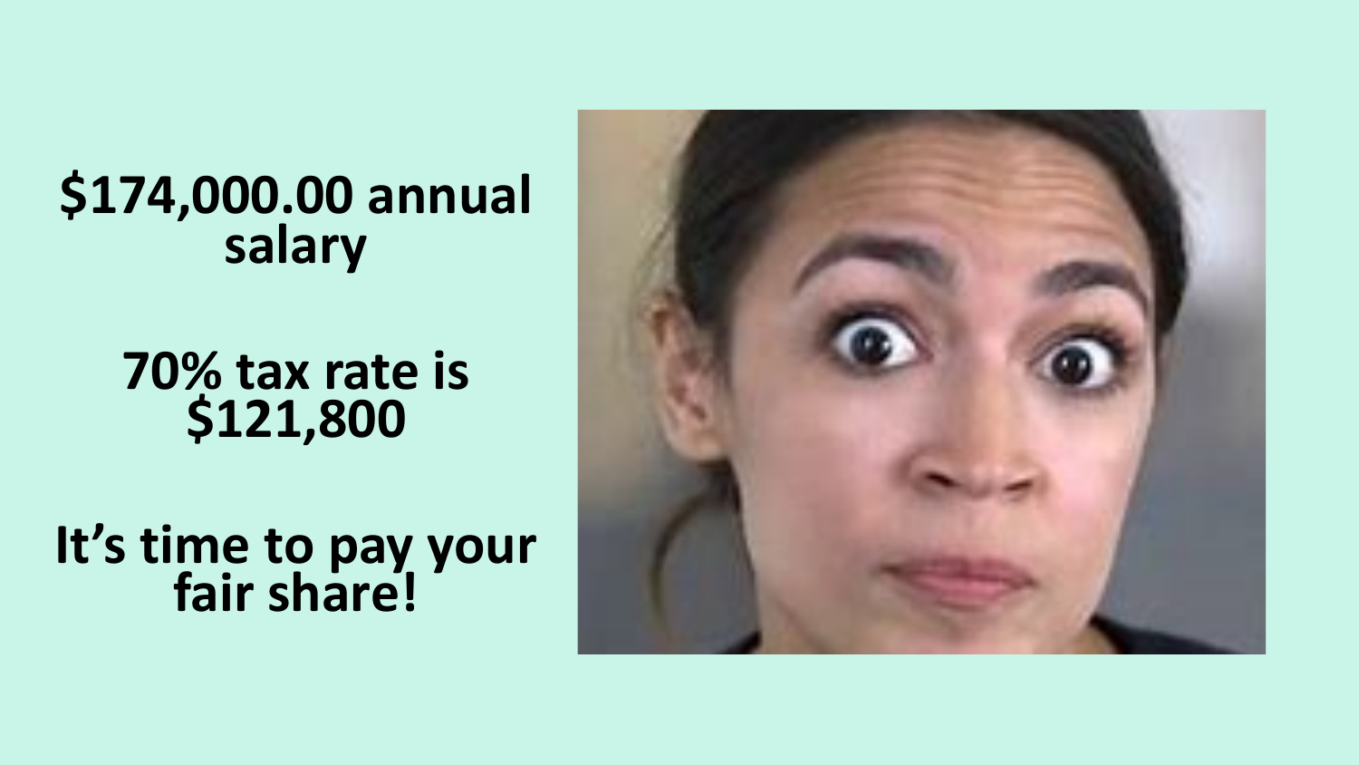**$174,000.00 annual salary**

**70% tax rate is $121,800**

**It's time to pay your fair share!**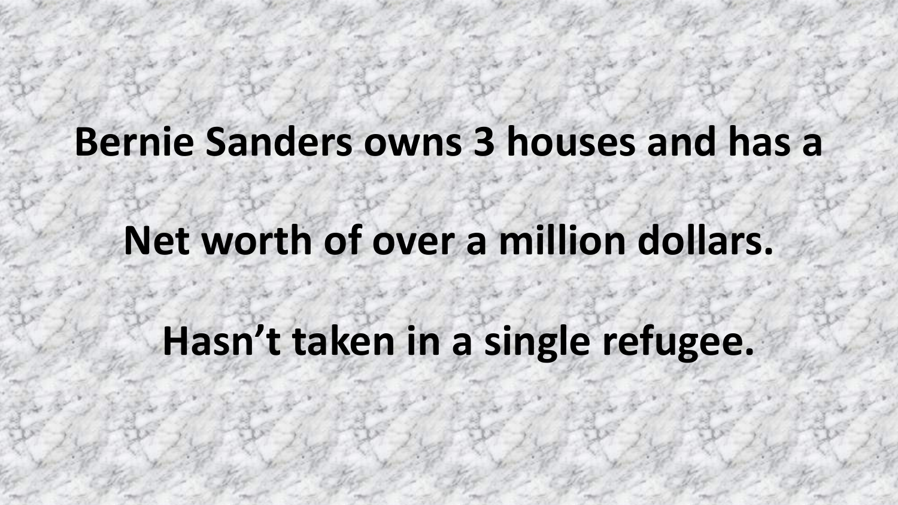**Bernie Sanders owns 3 houses and has a**

**Net worth of over a million dollars.**

**Hasn't taken in a single refugee.**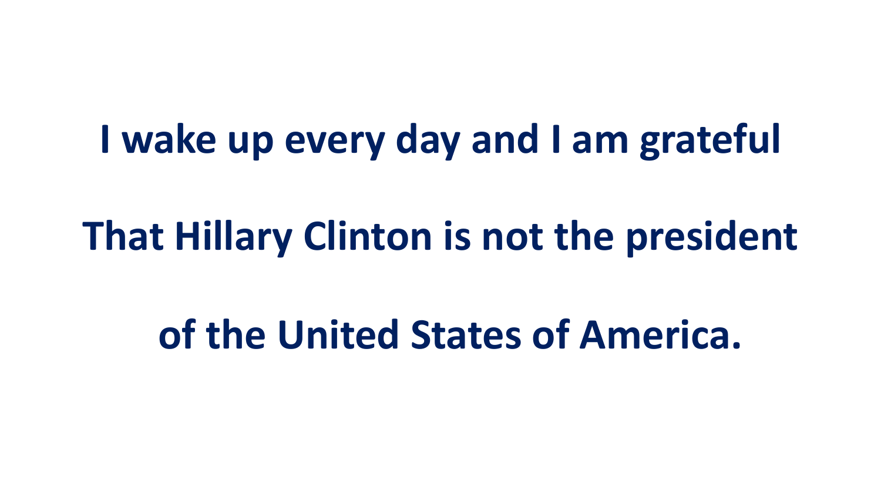**I wake up every day and I am grateful**

**That Hillary Clinton is not the president**

**of the United States of America.**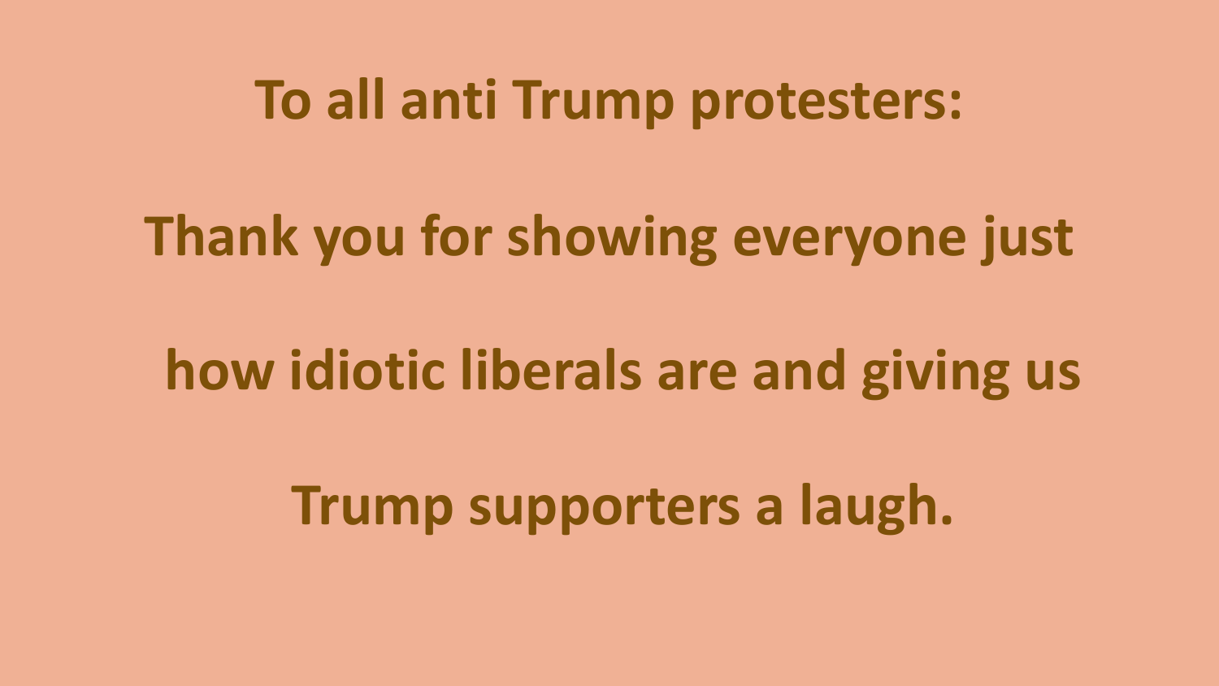**To all anti Trump protesters:**

**Thank you for showing everyone just how idiotic liberals are and giving us Trump supporters a laugh.**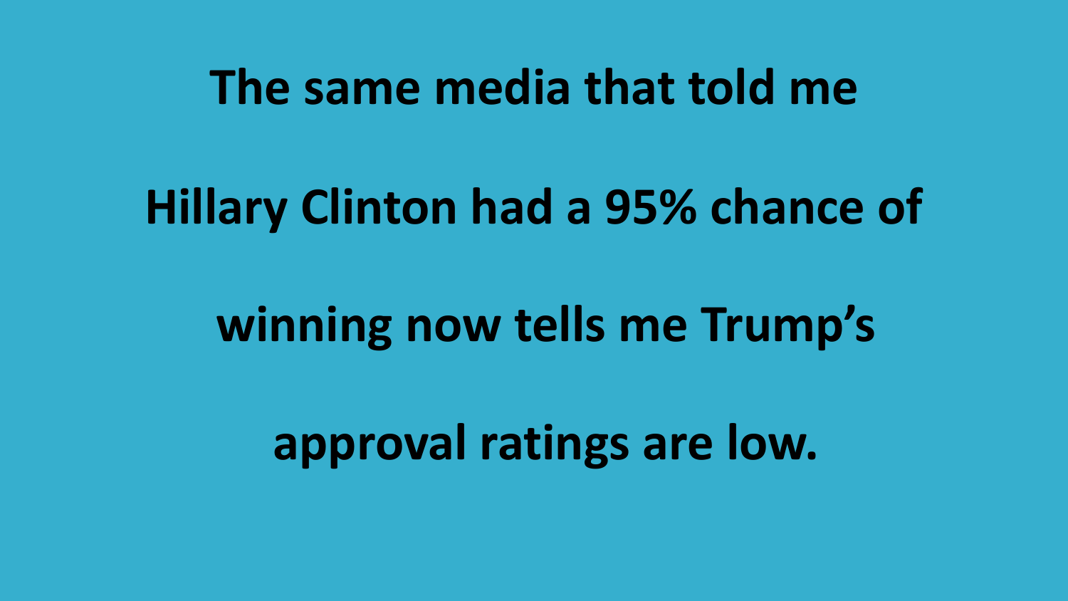**The same media that told me**

**Hillary Clinton had a 95% chance of**

**winning now tells me Trump's**

**approval ratings are low.**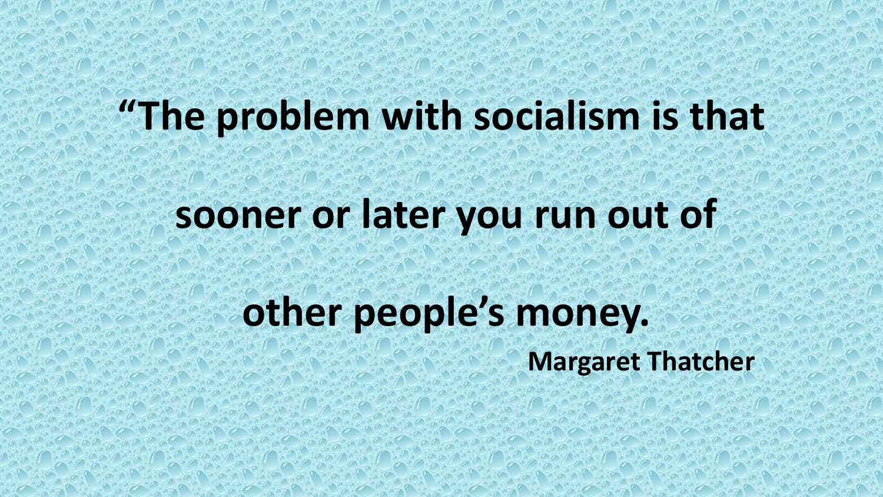**“The problem with socialism is that**

**sooner or later you run out of**

**other people’s money.**

**Margaret Thatcher**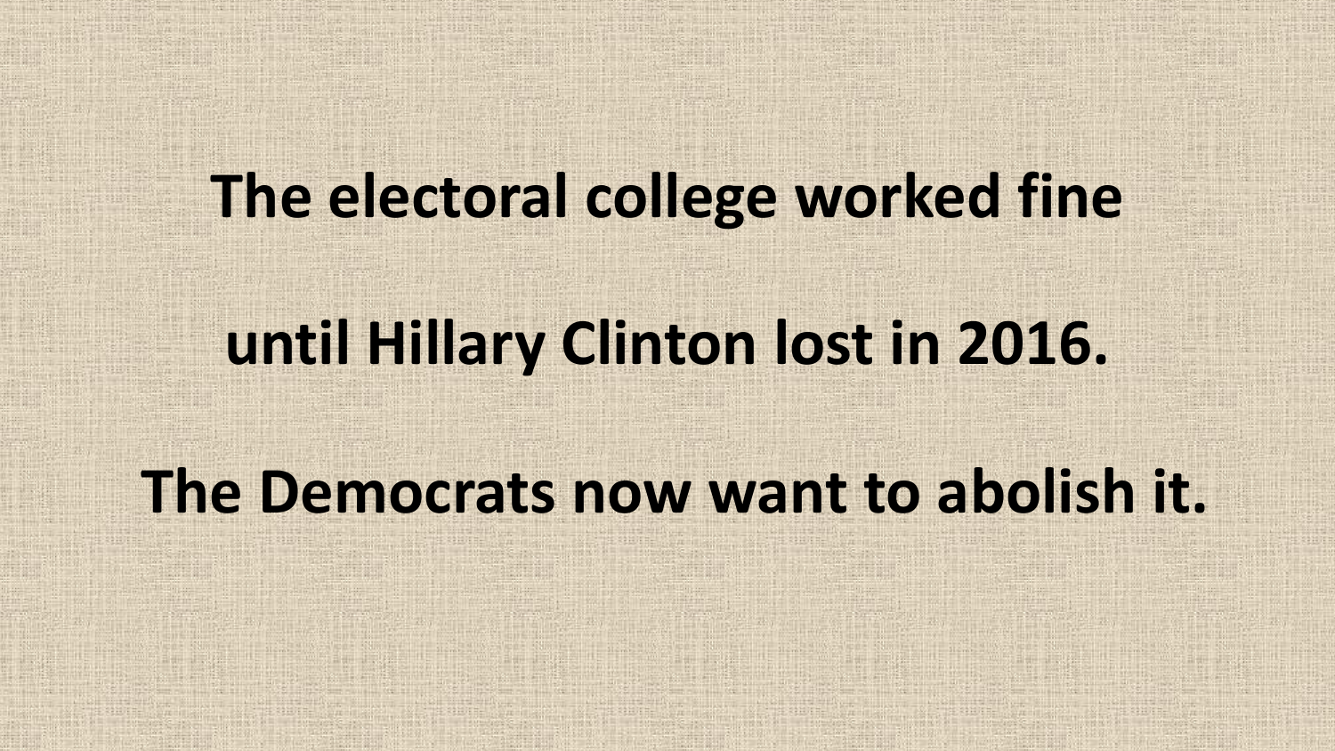**The electoral college worked fine**

**until Hillary Clinton lost in 2016.**

**The Democrats now want to abolish it.**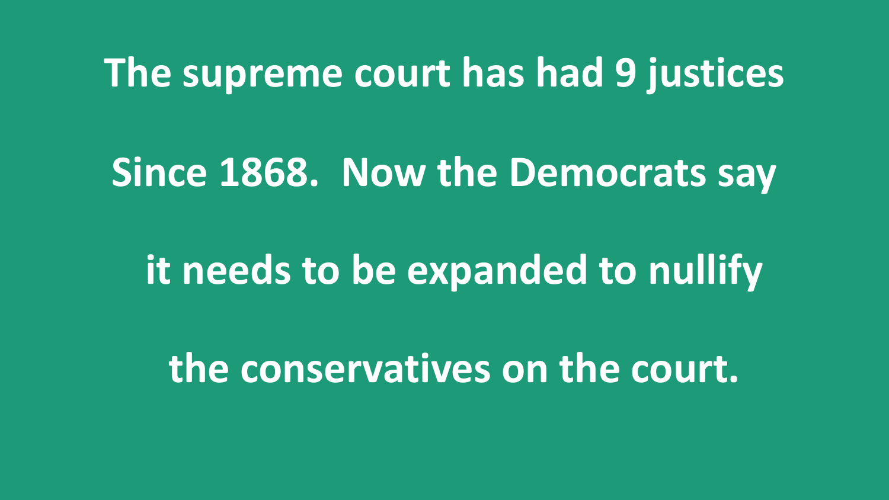The supreme court has had 9 justices

Since 1868. Now the Democrats say

it needs to be expanded to nullify

the conservatives on the court.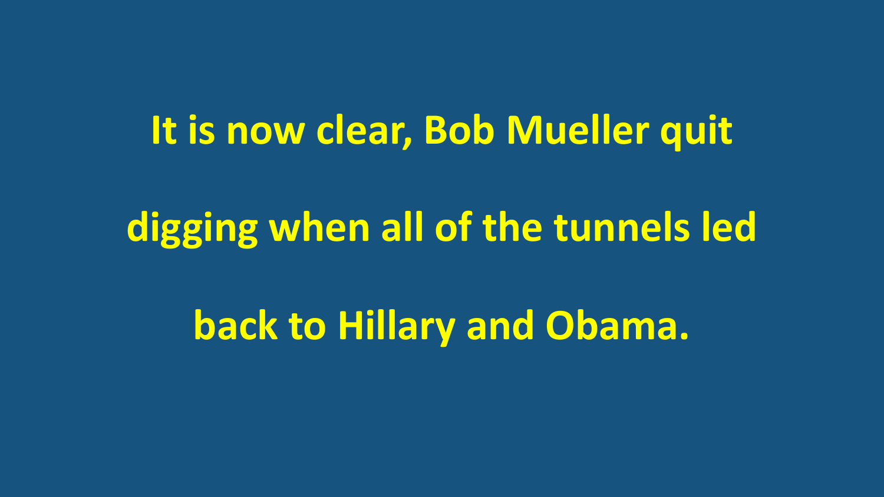**It is now clear, Bob Mueller quit digging when all of the tunnels led back to Hillary and Obama.**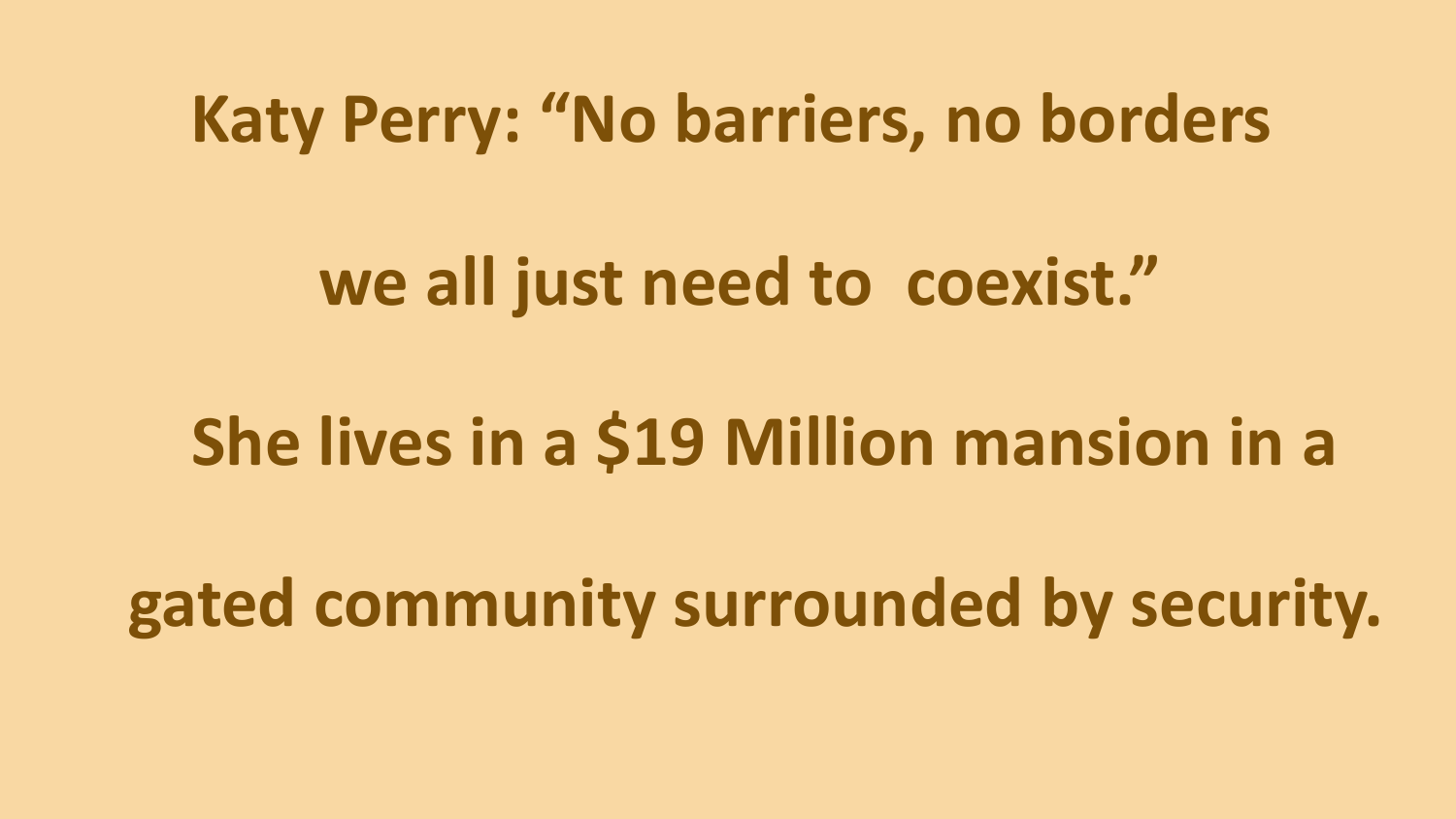**Katy Perry: “No barriers, no borders**

**we all just need to coexist.”**

**She lives in a $19 Million mansion in a**

**gated community surrounded by security.**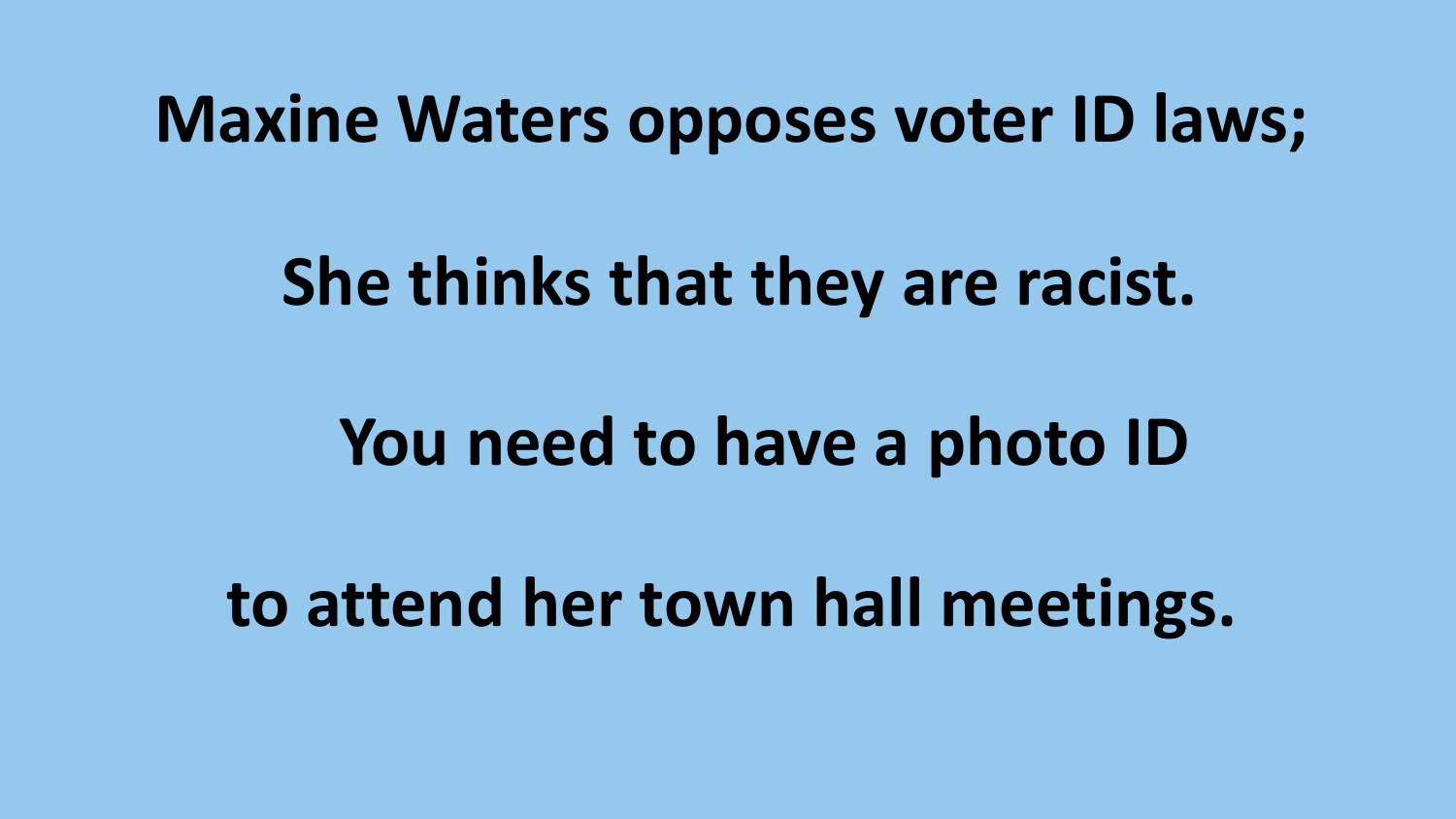**Maxine Waters opposes voter ID laws;**

**She thinks that they are racist.**

**You need to have a photo ID**

**to attend her town hall meetings.**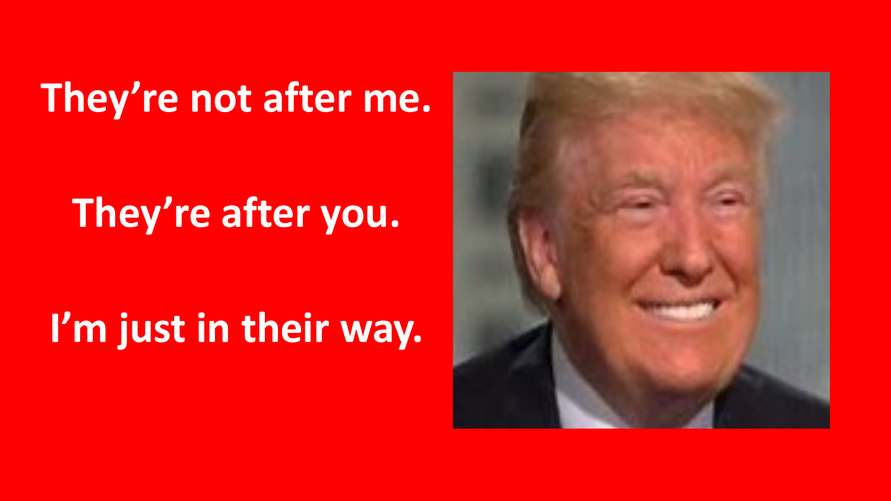They’re not after me.

They’re after you.

I’m just in their way.